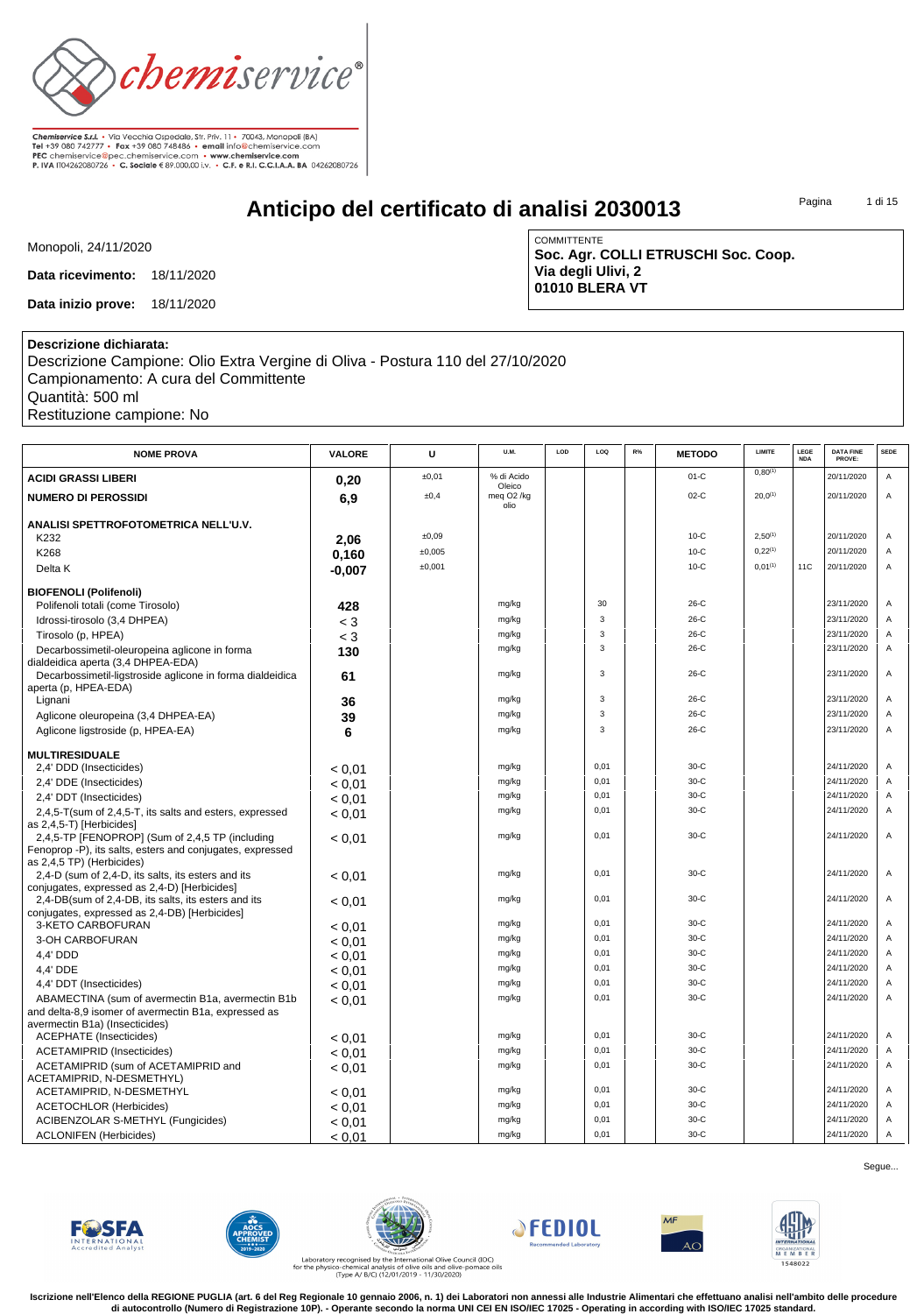Chemiservice S.r.l. • Via Vecchia Ospedale, Str. Priv. 11 • 70043, Monopoli (BA)
Tel +39 080 742777 • Fax +39 080 748486 • email info@chemiservice.com
PEC chemiservice@pec.chemiservice.com • www.chemiservice.com
P. IVA IT04262080726 • C. Sociale € 89.000,00 i.v. • C.F. e R.I. C.C.I.A.A. BA 04262080726

# Anticipo del certificato di analisi 2030013

Monopoli, 24/11/2020

**Data ricevimento:** 18/11/2020

**Data inizio prove:** 18/11/2020

COMMITTENTE
**Soc. Agr. COLLI ETRUSCHI Soc. Coop.**
**Via degli Ulivi, 2**
**01010 BLERA VT**

**Descrizione dichiarata:**
Descrizione Campione: Olio Extra Vergine di Oliva - Postura 110 del 27/10/2020
Campionamento: A cura del Committente
Quantità: 500 ml
Restituzione campione: No

| NOME PROVA | VALORE | U | U.M. | LOD | LOQ | R% | METODO | LIMITE | LEGGE NDA | DATA FINE PROVE: | SEDE |
|---|---|---|---|---|---|---|---|---|---|---|---|
| **ACIDI GRASSI LIBERI** | 0,20 | ±0,01 | % di Acido Oleico | | | | 01-C | 0,80(1) | | 20/11/2020 | A |
| **NUMERO DI PEROSSIDI** | 6,9 | ±0,4 | meq O2 /kg olio | | | | 02-C | 20,0(1) | | 20/11/2020 | A |
| **ANALISI SPETTROFOTOMETRICA NELL'U.V.** | | | | | | | | | | | |
| K232 | 2,06 | ±0,09 | | | | | 10-C | 2,50(1) | | 20/11/2020 | A |
| K268 | 0,160 | ±0,005 | | | | | 10-C | 0,22(1) | | 20/11/2020 | A |
| Delta K | -0,007 | ±0,001 | | | | | 10-C | 0,01(1) | 11C | 20/11/2020 | A |
| **BIOFENOLI (Polifenoli)** | | | | | | | | | | | |
| Polifenoli totali (come Tirosolo) | 428 | | mg/kg | | 30 | | 26-C | | | 23/11/2020 | A |
| Idrossi-tirosolo (3,4 DHPEA) | < 3 | | mg/kg | | 3 | | 26-C | | | 23/11/2020 | A |
| Tirosolo (p, HPEA) | < 3 | | mg/kg | | 3 | | 26-C | | | 23/11/2020 | A |
| Decarbossimetil-oleuropeina aglicone in forma dialdeidica aperta (3,4 DHPEA-EDA) | 130 | | mg/kg | | 3 | | 26-C | | | 23/11/2020 | A |
| Decarbossimetil-ligstroside aglicone in forma dialdeidica aperta (p, HPEA-EDA) | 61 | | mg/kg | | 3 | | 26-C | | | 23/11/2020 | A |
| Lignani | 36 | | mg/kg | | 3 | | 26-C | | | 23/11/2020 | A |
| Aglicone oleuropeina (3,4 DHPEA-EA) | 39 | | mg/kg | | 3 | | 26-C | | | 23/11/2020 | A |
| Aglicone ligstroside (p, HPEA-EA) | 6 | | mg/kg | | 3 | | 26-C | | | 23/11/2020 | A |
| **MULTIRESIDUALE** | | | | | | | | | | | |
| 2,4' DDD (Insecticides) | < 0,01 | | mg/kg | | 0,01 | | 30-C | | | 24/11/2020 | A |
| 2,4' DDE (Insecticides) | < 0,01 | | mg/kg | | 0,01 | | 30-C | | | 24/11/2020 | A |
| 2,4' DDT (Insecticides) | < 0,01 | | mg/kg | | 0,01 | | 30-C | | | 24/11/2020 | A |
| 2,4,5-T(sum of 2,4,5-T, its salts and esters, expressed as 2,4,5-T) [Herbicides] | < 0,01 | | mg/kg | | 0,01 | | 30-C | | | 24/11/2020 | A |
| 2,4,5-TP [FENOPROP] (Sum of 2,4,5 TP (including Fenoprop -P), its salts, esters and conjugates, expressed as 2,4,5 TP) (Herbicides) | < 0,01 | | mg/kg | | 0,01 | | 30-C | | | 24/11/2020 | A |
| 2,4-D (sum of 2,4-D, its salts, its esters and its conjugates, expressed as 2,4-D) [Herbicides] | < 0,01 | | mg/kg | | 0,01 | | 30-C | | | 24/11/2020 | A |
| 2,4-DB(sum of 2,4-DB, its salts, its esters and its conjugates, expressed as 2,4-DB) [Herbicides] | < 0,01 | | mg/kg | | 0,01 | | 30-C | | | 24/11/2020 | A |
| 3-KETO CARBOFURAN | < 0,01 | | mg/kg | | 0,01 | | 30-C | | | 24/11/2020 | A |
| 3-OH CARBOFURAN | < 0,01 | | mg/kg | | 0,01 | | 30-C | | | 24/11/2020 | A |
| 4,4' DDD | < 0,01 | | mg/kg | | 0,01 | | 30-C | | | 24/11/2020 | A |
| 4,4' DDE | < 0,01 | | mg/kg | | 0,01 | | 30-C | | | 24/11/2020 | A |
| 4,4' DDT (Insecticides) | < 0,01 | | mg/kg | | 0,01 | | 30-C | | | 24/11/2020 | A |
| ABAMECTINA (sum of avermectin B1a, avermectin B1b and delta-8,9 isomer of avermectin B1a, expressed as avermectin B1a) (Insecticides) | < 0,01 | | mg/kg | | 0,01 | | 30-C | | | 24/11/2020 | A |
| ACEPHATE (Insecticides) | < 0,01 | | mg/kg | | 0,01 | | 30-C | | | 24/11/2020 | A |
| ACETAMIPRID (Insecticides) | < 0,01 | | mg/kg | | 0,01 | | 30-C | | | 24/11/2020 | A |
| ACETAMIPRID (sum of ACETAMIPRID and ACETAMIPRID, N-DESMETHYL) | < 0,01 | | mg/kg | | 0,01 | | 30-C | | | 24/11/2020 | A |
| ACETAMIPRID, N-DESMETHYL | < 0,01 | | mg/kg | | 0,01 | | 30-C | | | 24/11/2020 | A |
| ACETOCHLOR (Herbicides) | < 0,01 | | mg/kg | | 0,01 | | 30-C | | | 24/11/2020 | A |
| ACIBENZOLAR S-METHYL (Fungicides) | < 0,01 | | mg/kg | | 0,01 | | 30-C | | | 24/11/2020 | A |
| ACLONIFEN (Herbicides) | < 0,01 | | mg/kg | | 0,01 | | 30-C | | | 24/11/2020 | A |

Segue...

Laboratory recognised by the International Olive Council (IOC) for the physico-chemical analysis of olive oils and olive-pomace oils (Type A/ B/C) (12/01/2019 - 11/30/2020)

**Iscrizione nell'Elenco della REGIONE PUGLIA (art. 6 del Reg Regionale 10 gennaio 2006, n. 1) dei Laboratori non annessi alle Industrie Alimentari che effettuano analisi nell'ambito delle procedure di autocontrollo (Numero di Registrazione 10P). - Operante secondo la norma UNI CEI EN ISO/IEC 17025 - Operating in according with ISO/IEC 17025 standard.**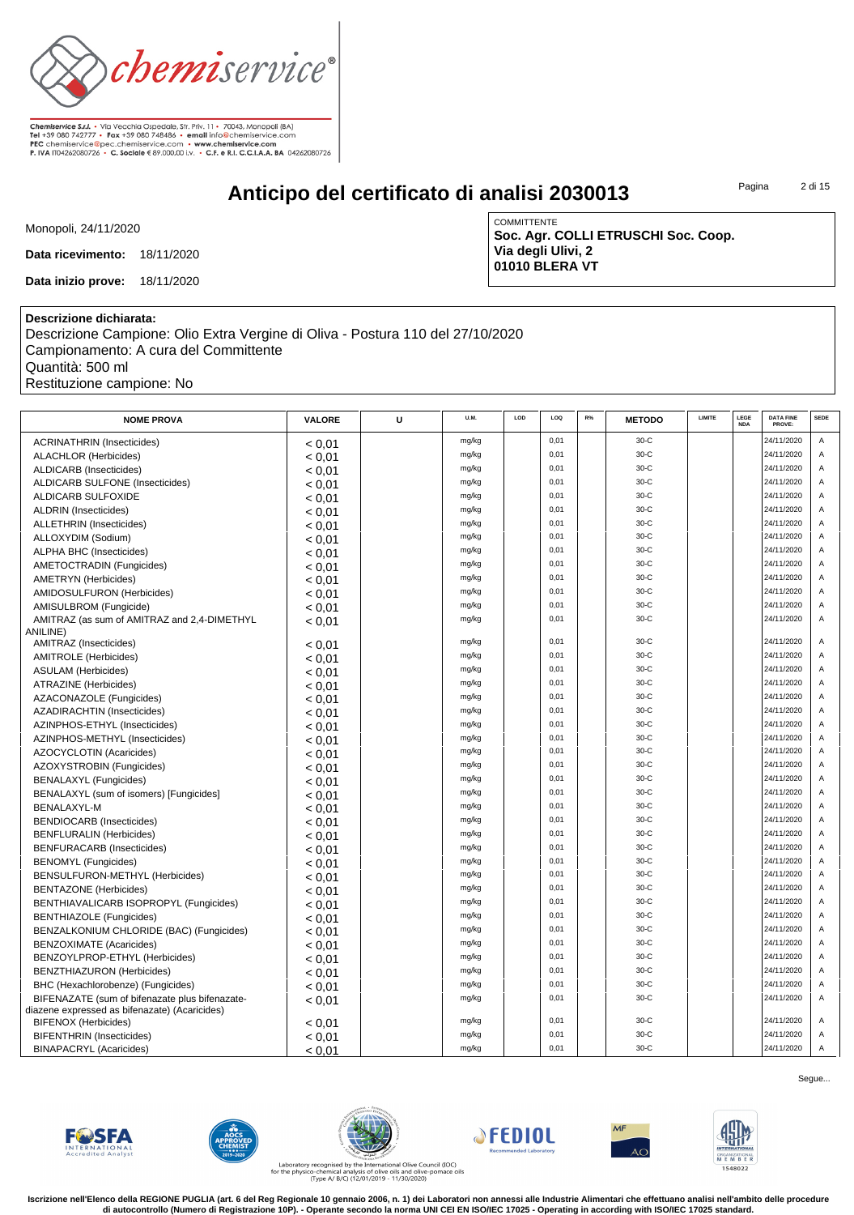Chemiservice S.r.l. • Via Vecchia Ospedale, Str. Priv. 11 • 70043, Monopoli (BA)
Tel +39 080 742777 • Fax +39 080 748486 • email info@chemiservice.com
PEC chemiservice@pec.chemiservice.com • www.chemiservice.com
P. IVA IT04262080726 • C. Sociale € 89.000,00 i.v. • C.F. e R.I. C.C.I.A.A. BA 04262080726

# Anticipo del certificato di analisi 2030013

Monopoli, 24/11/2020

**Data ricevimento:** 18/11/2020

**Data inizio prove:** 18/11/2020

COMMITTENTE
**Soc. Agr. COLLI ETRUSCHI Soc. Coop.**
**Via degli Ulivi, 2**
**01010 BLERA VT**

**Descrizione dichiarata:**
Descrizione Campione: Olio Extra Vergine di Oliva - Postura 110 del 27/10/2020
Campionamento: A cura del Committente
Quantità: 500 ml
Restituzione campione: No

| NOME PROVA | VALORE | U | U.M. | LOD | LOQ | R% | METODO | LIMITE | LEGE NDA | DATA FINE PROVE: | SEDE |
|---|---|---|---|---|---|---|---|---|---|---|---|
| ACRINATHRIN (Insecticides) | < 0,01 | | mg/kg | | 0,01 | | 30-C | | | 24/11/2020 | A |
| ALACHLOR (Herbicides) | < 0,01 | | mg/kg | | 0,01 | | 30-C | | | 24/11/2020 | A |
| ALDICARB (Insecticides) | < 0,01 | | mg/kg | | 0,01 | | 30-C | | | 24/11/2020 | A |
| ALDICARB SULFONE (Insecticides) | < 0,01 | | mg/kg | | 0,01 | | 30-C | | | 24/11/2020 | A |
| ALDICARB SULFOXIDE | < 0,01 | | mg/kg | | 0,01 | | 30-C | | | 24/11/2020 | A |
| ALDRIN (Insecticides) | < 0,01 | | mg/kg | | 0,01 | | 30-C | | | 24/11/2020 | A |
| ALLETHRIN (Insecticides) | < 0,01 | | mg/kg | | 0,01 | | 30-C | | | 24/11/2020 | A |
| ALLOXYDIM (Sodium) | < 0,01 | | mg/kg | | 0,01 | | 30-C | | | 24/11/2020 | A |
| ALPHA BHC (Insecticides) | < 0,01 | | mg/kg | | 0,01 | | 30-C | | | 24/11/2020 | A |
| AMETOCTRADIN (Fungicides) | < 0,01 | | mg/kg | | 0,01 | | 30-C | | | 24/11/2020 | A |
| AMETRYN (Herbicides) | < 0,01 | | mg/kg | | 0,01 | | 30-C | | | 24/11/2020 | A |
| AMIDOSULFURON (Herbicides) | < 0,01 | | mg/kg | | 0,01 | | 30-C | | | 24/11/2020 | A |
| AMISULBROM (Fungicide) | < 0,01 | | mg/kg | | 0,01 | | 30-C | | | 24/11/2020 | A |
| AMITRAZ (as sum of AMITRAZ and 2,4-DIMETHYL ANILINE) | < 0,01 | | mg/kg | | 0,01 | | 30-C | | | 24/11/2020 | A |
| AMITRAZ (Insecticides) | < 0,01 | | mg/kg | | 0,01 | | 30-C | | | 24/11/2020 | A |
| AMITROLE (Herbicides) | < 0,01 | | mg/kg | | 0,01 | | 30-C | | | 24/11/2020 | A |
| ASULAM (Herbicides) | < 0,01 | | mg/kg | | 0,01 | | 30-C | | | 24/11/2020 | A |
| ATRAZINE (Herbicides) | < 0,01 | | mg/kg | | 0,01 | | 30-C | | | 24/11/2020 | A |
| AZACONAZOLE (Fungicides) | < 0,01 | | mg/kg | | 0,01 | | 30-C | | | 24/11/2020 | A |
| AZADIRACHTIN (Insecticides) | < 0,01 | | mg/kg | | 0,01 | | 30-C | | | 24/11/2020 | A |
| AZINPHOS-ETHYL (Insecticides) | < 0,01 | | mg/kg | | 0,01 | | 30-C | | | 24/11/2020 | A |
| AZINPHOS-METHYL (Insecticides) | < 0,01 | | mg/kg | | 0,01 | | 30-C | | | 24/11/2020 | A |
| AZOCYCLOTIN (Acaricides) | < 0,01 | | mg/kg | | 0,01 | | 30-C | | | 24/11/2020 | A |
| AZOXYSTROBIN (Fungicides) | < 0,01 | | mg/kg | | 0,01 | | 30-C | | | 24/11/2020 | A |
| BENALAXYL (Fungicides) | < 0,01 | | mg/kg | | 0,01 | | 30-C | | | 24/11/2020 | A |
| BENALAXYL (sum of isomers) [Fungicides] | < 0,01 | | mg/kg | | 0,01 | | 30-C | | | 24/11/2020 | A |
| BENALAXYL-M | < 0,01 | | mg/kg | | 0,01 | | 30-C | | | 24/11/2020 | A |
| BENDIOCARB (Insecticides) | < 0,01 | | mg/kg | | 0,01 | | 30-C | | | 24/11/2020 | A |
| BENFLURALIN (Herbicides) | < 0,01 | | mg/kg | | 0,01 | | 30-C | | | 24/11/2020 | A |
| BENFURACARB (Insecticides) | < 0,01 | | mg/kg | | 0,01 | | 30-C | | | 24/11/2020 | A |
| BENOMYL (Fungicides) | < 0,01 | | mg/kg | | 0,01 | | 30-C | | | 24/11/2020 | A |
| BENSULFURON-METHYL (Herbicides) | < 0,01 | | mg/kg | | 0,01 | | 30-C | | | 24/11/2020 | A |
| BENTAZONE (Herbicides) | < 0,01 | | mg/kg | | 0,01 | | 30-C | | | 24/11/2020 | A |
| BENTHIAVALICARB ISOPROPYL (Fungicides) | < 0,01 | | mg/kg | | 0,01 | | 30-C | | | 24/11/2020 | A |
| BENTHIAZOLE (Fungicides) | < 0,01 | | mg/kg | | 0,01 | | 30-C | | | 24/11/2020 | A |
| BENZALKONIUM CHLORIDE (BAC) (Fungicides) | < 0,01 | | mg/kg | | 0,01 | | 30-C | | | 24/11/2020 | A |
| BENZOXIMATE (Acaricides) | < 0,01 | | mg/kg | | 0,01 | | 30-C | | | 24/11/2020 | A |
| BENZOYLPROP-ETHYL (Herbicides) | < 0,01 | | mg/kg | | 0,01 | | 30-C | | | 24/11/2020 | A |
| BENZTHIAZURON (Herbicides) | < 0,01 | | mg/kg | | 0,01 | | 30-C | | | 24/11/2020 | A |
| BHC (Hexachlorobenze) (Fungicides) | < 0,01 | | mg/kg | | 0,01 | | 30-C | | | 24/11/2020 | A |
| BIFENAZATE (sum of bifenazate plus bifenazate-diazene expressed as bifenazate) (Acaricides) | < 0,01 | | mg/kg | | 0,01 | | 30-C | | | 24/11/2020 | A |
| BIFENOX (Herbicides) | < 0,01 | | mg/kg | | 0,01 | | 30-C | | | 24/11/2020 | A |
| BIFENTHRIN (Insecticides) | < 0,01 | | mg/kg | | 0,01 | | 30-C | | | 24/11/2020 | A |
| BINAPACRYL (Acaricides) | < 0,01 | | mg/kg | | 0,01 | | 30-C | | | 24/11/2020 | A |

Segue...

Laboratory recognised by the International Olive Council (IOC) for the physico-chemical analysis of olive oils and olive-pomace oils (Type A/ B/C) (12/01/2019 - 11/30/2020)

**Iscrizione nell'Elenco della REGIONE PUGLIA (art. 6 del Reg Regionale 10 gennaio 2006, n. 1) dei Laboratori non annessi alle Industrie Alimentari che effettuano analisi nell'ambito delle procedure di autocontrollo (Numero di Registrazione 10P). - Operante secondo la norma UNI CEI EN ISO/IEC 17025 - Operating in according with ISO/IEC 17025 standard.**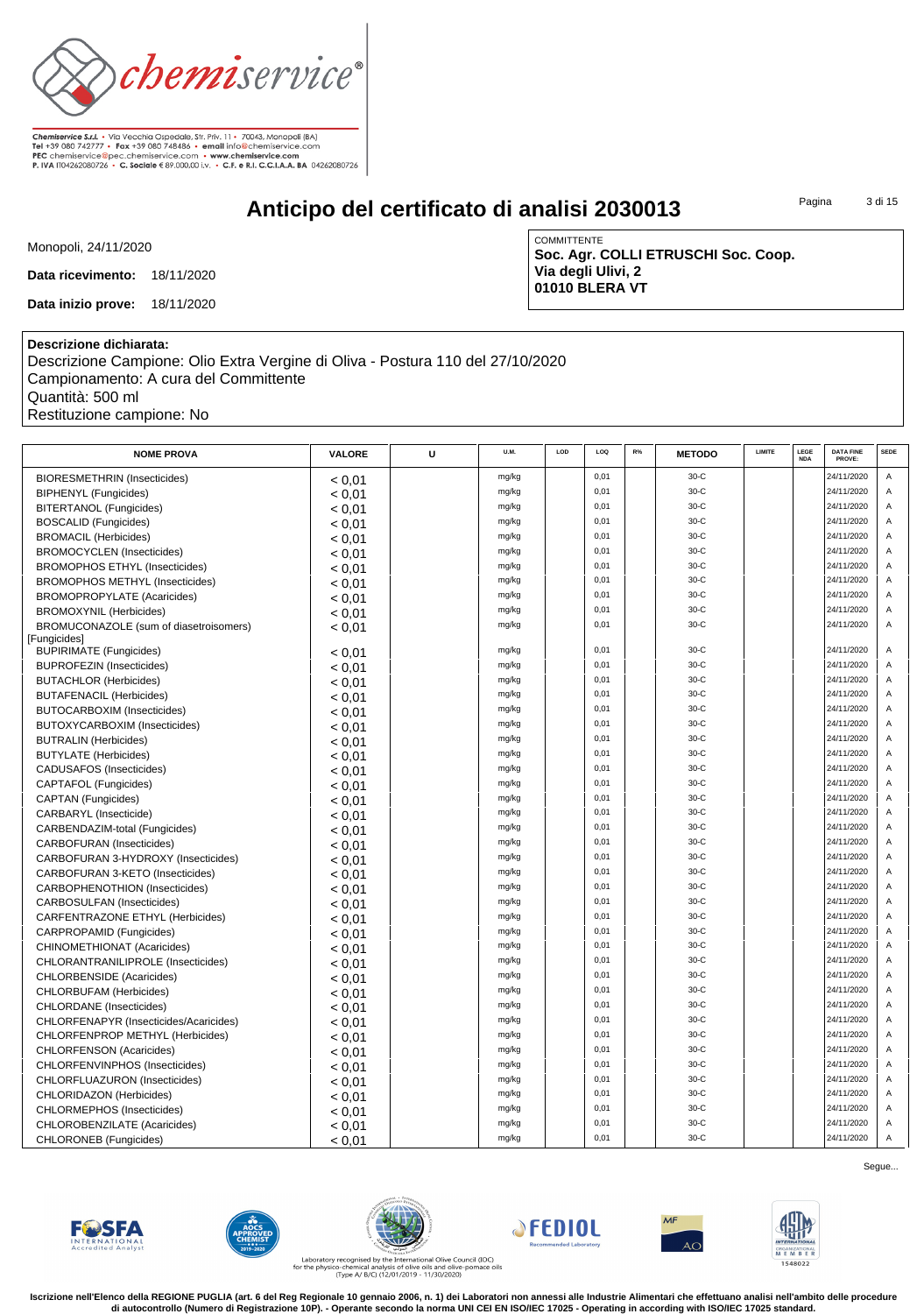Chemiservice S.r.l. • Via Vecchia Ospedale, Str. Priv. 11 • 70043, Monopoli (BA)
Tel +39 080 742777 • Fax +39 080 748486 • email info@chemiservice.com
PEC chemiservice@pec.chemiservice.com • www.chemiservice.com
P. IVA IT04262080726 • C. Sociale € 89.000,00 i.v. • C.F. e R.I. C.C.I.A.A. BA 04262080726

# Anticipo del certificato di analisi 2030013

Monopoli, 24/11/2020

**Data ricevimento:** 18/11/2020

**Data inizio prove:** 18/11/2020

COMMITTENTE
**Soc. Agr. COLLI ETRUSCHI Soc. Coop.**
**Via degli Ulivi, 2**
**01010 BLERA VT**

**Descrizione dichiarata:**
Descrizione Campione: Olio Extra Vergine di Oliva - Postura 110 del 27/10/2020
Campionamento: A cura del Committente
Quantità: 500 ml
Restituzione campione: No

| NOME PROVA | VALORE | U | U.M. | LOD | LOQ | R% | METODO | LIMITE | LEGE NDA | DATA FINE PROVE: | SEDE |
|---|---|---|---|---|---|---|---|---|---|---|---|
| BIORESMETHRIN (Insecticides) | < 0,01 | | mg/kg | | 0,01 | | 30-C | | | 24/11/2020 | A |
| BIPHENYL (Fungicides) | < 0,01 | | mg/kg | | 0,01 | | 30-C | | | 24/11/2020 | A |
| BITERTANOL (Fungicides) | < 0,01 | | mg/kg | | 0,01 | | 30-C | | | 24/11/2020 | A |
| BOSCALID (Fungicides) | < 0,01 | | mg/kg | | 0,01 | | 30-C | | | 24/11/2020 | A |
| BROMACIL (Herbicides) | < 0,01 | | mg/kg | | 0,01 | | 30-C | | | 24/11/2020 | A |
| BROMOCYCLEN (Insecticides) | < 0,01 | | mg/kg | | 0,01 | | 30-C | | | 24/11/2020 | A |
| BROMOPHOS ETHYL (Insecticides) | < 0,01 | | mg/kg | | 0,01 | | 30-C | | | 24/11/2020 | A |
| BROMOPHOS METHYL (Insecticides) | < 0,01 | | mg/kg | | 0,01 | | 30-C | | | 24/11/2020 | A |
| BROMOPROPYLATE (Acaricides) | < 0,01 | | mg/kg | | 0,01 | | 30-C | | | 24/11/2020 | A |
| BROMOXYNIL (Herbicides) | < 0,01 | | mg/kg | | 0,01 | | 30-C | | | 24/11/2020 | A |
| BROMUCONAZOLE (sum of diasteroisomers) [Fungicides] | < 0,01 | | mg/kg | | 0,01 | | 30-C | | | 24/11/2020 | A |
| BUPIRIMATE (Fungicides) | < 0,01 | | mg/kg | | 0,01 | | 30-C | | | 24/11/2020 | A |
| BUPROFEZIN (Insecticides) | < 0,01 | | mg/kg | | 0,01 | | 30-C | | | 24/11/2020 | A |
| BUTACHLOR (Herbicides) | < 0,01 | | mg/kg | | 0,01 | | 30-C | | | 24/11/2020 | A |
| BUTAFENACIL (Herbicides) | < 0,01 | | mg/kg | | 0,01 | | 30-C | | | 24/11/2020 | A |
| BUTOCARBOXIM (Insecticides) | < 0,01 | | mg/kg | | 0,01 | | 30-C | | | 24/11/2020 | A |
| BUTOXYCARBOXIM (Insecticides) | < 0,01 | | mg/kg | | 0,01 | | 30-C | | | 24/11/2020 | A |
| BUTRALIN (Herbicides) | < 0,01 | | mg/kg | | 0,01 | | 30-C | | | 24/11/2020 | A |
| BUTYLATE (Herbicides) | < 0,01 | | mg/kg | | 0,01 | | 30-C | | | 24/11/2020 | A |
| CADUSAFOS (Insecticides) | < 0,01 | | mg/kg | | 0,01 | | 30-C | | | 24/11/2020 | A |
| CAPTAFOL (Fungicides) | < 0,01 | | mg/kg | | 0,01 | | 30-C | | | 24/11/2020 | A |
| CAPTAN (Fungicides) | < 0,01 | | mg/kg | | 0,01 | | 30-C | | | 24/11/2020 | A |
| CARBARYL (Insecticide) | < 0,01 | | mg/kg | | 0,01 | | 30-C | | | 24/11/2020 | A |
| CARBENDAZIM-total (Fungicides) | < 0,01 | | mg/kg | | 0,01 | | 30-C | | | 24/11/2020 | A |
| CARBOFURAN (Insecticides) | < 0,01 | | mg/kg | | 0,01 | | 30-C | | | 24/11/2020 | A |
| CARBOFURAN 3-HYDROXY (Insecticides) | < 0,01 | | mg/kg | | 0,01 | | 30-C | | | 24/11/2020 | A |
| CARBOFURAN 3-KETO (Insecticides) | < 0,01 | | mg/kg | | 0,01 | | 30-C | | | 24/11/2020 | A |
| CARBOPHENOTHION (Insecticides) | < 0,01 | | mg/kg | | 0,01 | | 30-C | | | 24/11/2020 | A |
| CARBOSULFAN (Insecticides) | < 0,01 | | mg/kg | | 0,01 | | 30-C | | | 24/11/2020 | A |
| CARFENTRAZONE ETHYL (Herbicides) | < 0,01 | | mg/kg | | 0,01 | | 30-C | | | 24/11/2020 | A |
| CARPROPAMID (Fungicides) | < 0,01 | | mg/kg | | 0,01 | | 30-C | | | 24/11/2020 | A |
| CHINOMETHIONAT (Acaricides) | < 0,01 | | mg/kg | | 0,01 | | 30-C | | | 24/11/2020 | A |
| CHLORANTRANILIPROLE (Insecticides) | < 0,01 | | mg/kg | | 0,01 | | 30-C | | | 24/11/2020 | A |
| CHLORBENSIDE (Acaricides) | < 0,01 | | mg/kg | | 0,01 | | 30-C | | | 24/11/2020 | A |
| CHLORBUFAM (Herbicides) | < 0,01 | | mg/kg | | 0,01 | | 30-C | | | 24/11/2020 | A |
| CHLORDANE (Insecticides) | < 0,01 | | mg/kg | | 0,01 | | 30-C | | | 24/11/2020 | A |
| CHLORFENAPYR (Insecticides/Acaricides) | < 0,01 | | mg/kg | | 0,01 | | 30-C | | | 24/11/2020 | A |
| CHLORFENPROP METHYL (Herbicides) | < 0,01 | | mg/kg | | 0,01 | | 30-C | | | 24/11/2020 | A |
| CHLORFENSON (Acaricides) | < 0,01 | | mg/kg | | 0,01 | | 30-C | | | 24/11/2020 | A |
| CHLORFENVINPHOS (Insecticides) | < 0,01 | | mg/kg | | 0,01 | | 30-C | | | 24/11/2020 | A |
| CHLORFLUAZURON (Insecticides) | < 0,01 | | mg/kg | | 0,01 | | 30-C | | | 24/11/2020 | A |
| CHLORIDAZON (Herbicides) | < 0,01 | | mg/kg | | 0,01 | | 30-C | | | 24/11/2020 | A |
| CHLORMEPHOS (Insecticides) | < 0,01 | | mg/kg | | 0,01 | | 30-C | | | 24/11/2020 | A |
| CHLOROBENZILATE (Acaricides) | < 0,01 | | mg/kg | | 0,01 | | 30-C | | | 24/11/2020 | A |
| CHLORONEB (Fungicides) | < 0,01 | | mg/kg | | 0,01 | | 30-C | | | 24/11/2020 | A |

Segue...

Laboratory recognised by the International Olive Council (IOC) for the physico-chemical analysis of olive oils and olive-pomace oils (Type A/ B/C) (12/01/2019 - 11/30/2020)

**Iscrizione nell'Elenco della REGIONE PUGLIA (art. 6 del Reg Regionale 10 gennaio 2006, n. 1) dei Laboratori non annessi alle Industrie Alimentari che effettuano analisi nell'ambito delle procedure di autocontrollo (Numero di Registrazione 10P). - Operante secondo la norma UNI CEI EN ISO/IEC 17025 - Operating in according with ISO/IEC 17025 standard.**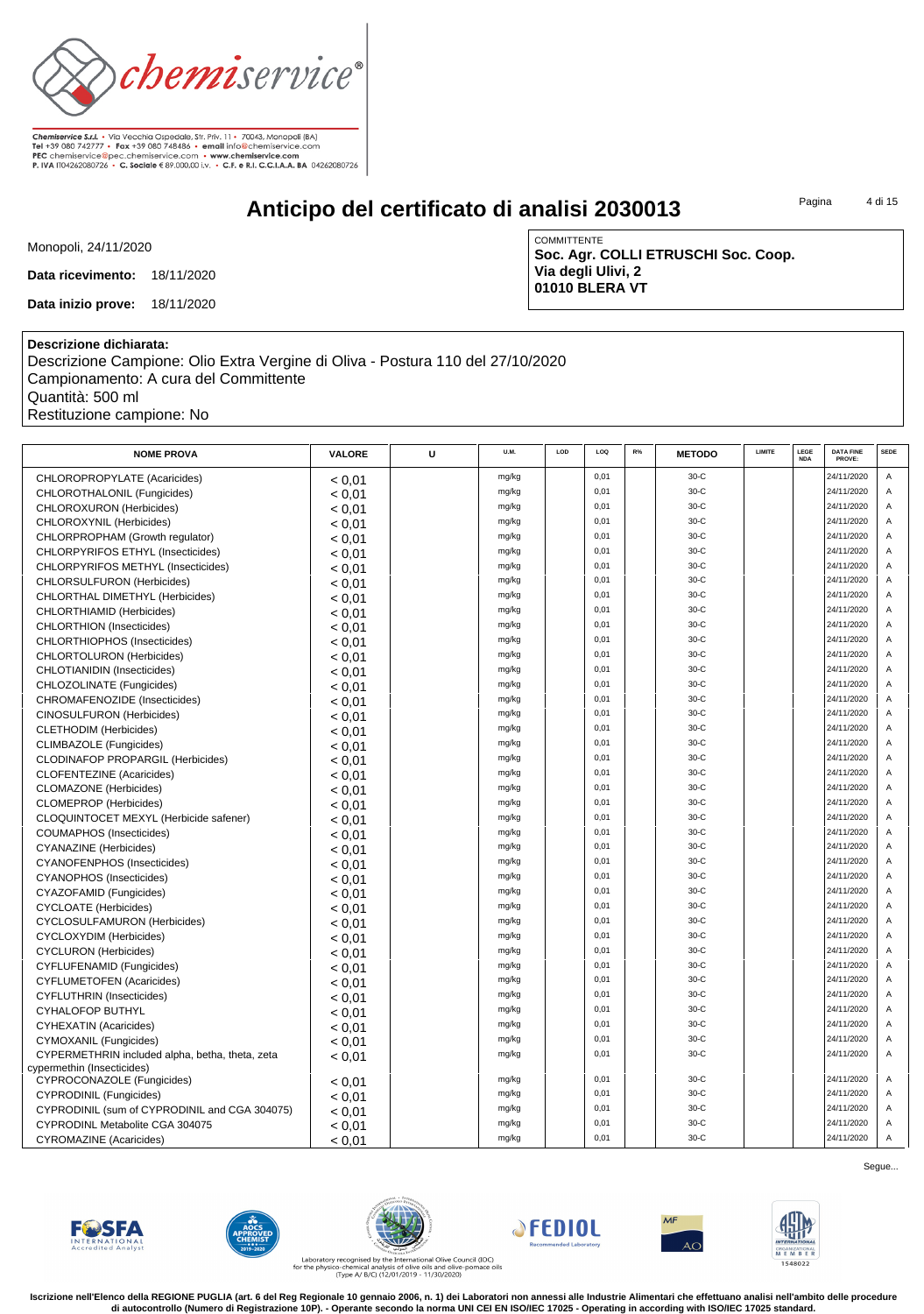Chemiservice S.r.l. • Via Vecchia Ospedale, Str. Priv. 11 • 70043, Monopoli (BA)
Tel +39 080 742777 • Fax +39 080 748486 • email info@chemiservice.com
PEC chemiservice@pec.chemiservice.com • www.chemiservice.com
P. IVA IT04262080726 • C. Sociale € 89.000,00 i.v. • C.F. e R.I. C.C.I.A.A. BA 04262080726

# Anticipo del certificato di analisi 2030013

Monopoli, 24/11/2020

**Data ricevimento:** 18/11/2020

**Data inizio prove:** 18/11/2020

COMMITTENTE
**Soc. Agr. COLLI ETRUSCHI Soc. Coop.**
**Via degli Ulivi, 2**
**01010 BLERA VT**

**Descrizione dichiarata:**
Descrizione Campione: Olio Extra Vergine di Oliva - Postura 110 del 27/10/2020
Campionamento: A cura del Committente
Quantità: 500 ml
Restituzione campione: No

| NOME PROVA | VALORE | U | U.M. | LOD | LOQ | R% | METODO | LIMITE | LEGE NDA | DATA FINE PROVE: | SEDE |
|---|---|---|---|---|---|---|---|---|---|---|---|
| CHLOROPROPYLATE (Acaricides) | < 0,01 | | mg/kg | | 0,01 | | 30-C | | | 24/11/2020 | A |
| CHLOROTHALONIL (Fungicides) | < 0,01 | | mg/kg | | 0,01 | | 30-C | | | 24/11/2020 | A |
| CHLOROXURON (Herbicides) | < 0,01 | | mg/kg | | 0,01 | | 30-C | | | 24/11/2020 | A |
| CHLOROXYNIL (Herbicides) | < 0,01 | | mg/kg | | 0,01 | | 30-C | | | 24/11/2020 | A |
| CHLORPROPHAM (Growth regulator) | < 0,01 | | mg/kg | | 0,01 | | 30-C | | | 24/11/2020 | A |
| CHLORPYRIFOS ETHYL (Insecticides) | < 0,01 | | mg/kg | | 0,01 | | 30-C | | | 24/11/2020 | A |
| CHLORPYRIFOS METHYL (Insecticides) | < 0,01 | | mg/kg | | 0,01 | | 30-C | | | 24/11/2020 | A |
| CHLORSULFURON (Herbicides) | < 0,01 | | mg/kg | | 0,01 | | 30-C | | | 24/11/2020 | A |
| CHLORTHAL DIMETHYL (Herbicides) | < 0,01 | | mg/kg | | 0,01 | | 30-C | | | 24/11/2020 | A |
| CHLORTHIAMID (Herbicides) | < 0,01 | | mg/kg | | 0,01 | | 30-C | | | 24/11/2020 | A |
| CHLORTHION (Insecticides) | < 0,01 | | mg/kg | | 0,01 | | 30-C | | | 24/11/2020 | A |
| CHLORTHIOPHOS (Insecticides) | < 0,01 | | mg/kg | | 0,01 | | 30-C | | | 24/11/2020 | A |
| CHLORTOLURON (Herbicides) | < 0,01 | | mg/kg | | 0,01 | | 30-C | | | 24/11/2020 | A |
| CHLOTIANIDIN (Insecticides) | < 0,01 | | mg/kg | | 0,01 | | 30-C | | | 24/11/2020 | A |
| CHLOZOLINATE (Fungicides) | < 0,01 | | mg/kg | | 0,01 | | 30-C | | | 24/11/2020 | A |
| CHROMAFENOZIDE (Insecticides) | < 0,01 | | mg/kg | | 0,01 | | 30-C | | | 24/11/2020 | A |
| CINOSULFURON (Herbicides) | < 0,01 | | mg/kg | | 0,01 | | 30-C | | | 24/11/2020 | A |
| CLETHODIM (Herbicides) | < 0,01 | | mg/kg | | 0,01 | | 30-C | | | 24/11/2020 | A |
| CLIMBAZOLE (Fungicides) | < 0,01 | | mg/kg | | 0,01 | | 30-C | | | 24/11/2020 | A |
| CLODINAFOP PROPARGIL (Herbicides) | < 0,01 | | mg/kg | | 0,01 | | 30-C | | | 24/11/2020 | A |
| CLOFENTEZINE (Acaricides) | < 0,01 | | mg/kg | | 0,01 | | 30-C | | | 24/11/2020 | A |
| CLOMAZONE (Herbicides) | < 0,01 | | mg/kg | | 0,01 | | 30-C | | | 24/11/2020 | A |
| CLOMEPROP (Herbicides) | < 0,01 | | mg/kg | | 0,01 | | 30-C | | | 24/11/2020 | A |
| CLOQUINTOCET MEXYL (Herbicide safener) | < 0,01 | | mg/kg | | 0,01 | | 30-C | | | 24/11/2020 | A |
| COUMAPHOS (Insecticides) | < 0,01 | | mg/kg | | 0,01 | | 30-C | | | 24/11/2020 | A |
| CYANAZINE (Herbicides) | < 0,01 | | mg/kg | | 0,01 | | 30-C | | | 24/11/2020 | A |
| CYANOFENPHOS (Insecticides) | < 0,01 | | mg/kg | | 0,01 | | 30-C | | | 24/11/2020 | A |
| CYANOPHOS (Insecticides) | < 0,01 | | mg/kg | | 0,01 | | 30-C | | | 24/11/2020 | A |
| CYAZOFAMID (Fungicides) | < 0,01 | | mg/kg | | 0,01 | | 30-C | | | 24/11/2020 | A |
| CYCLOATE (Herbicides) | < 0,01 | | mg/kg | | 0,01 | | 30-C | | | 24/11/2020 | A |
| CYCLOSULFAMURON (Herbicides) | < 0,01 | | mg/kg | | 0,01 | | 30-C | | | 24/11/2020 | A |
| CYCLOXYDIM (Herbicides) | < 0,01 | | mg/kg | | 0,01 | | 30-C | | | 24/11/2020 | A |
| CYCLURON (Herbicides) | < 0,01 | | mg/kg | | 0,01 | | 30-C | | | 24/11/2020 | A |
| CYFLUFENAMID (Fungicides) | < 0,01 | | mg/kg | | 0,01 | | 30-C | | | 24/11/2020 | A |
| CYFLUMETOFEN (Acaricides) | < 0,01 | | mg/kg | | 0,01 | | 30-C | | | 24/11/2020 | A |
| CYFLUTHRIN (Insecticides) | < 0,01 | | mg/kg | | 0,01 | | 30-C | | | 24/11/2020 | A |
| CYHALOFOP BUTHYL | < 0,01 | | mg/kg | | 0,01 | | 30-C | | | 24/11/2020 | A |
| CYHEXATIN (Acaricides) | < 0,01 | | mg/kg | | 0,01 | | 30-C | | | 24/11/2020 | A |
| CYMOXANIL (Fungicides) | < 0,01 | | mg/kg | | 0,01 | | 30-C | | | 24/11/2020 | A |
| CYPERMETHRIN included alpha, betha, theta, zeta cypermethin (Insecticides) | < 0,01 | | mg/kg | | 0,01 | | 30-C | | | 24/11/2020 | A |
| CYPROCONAZOLE (Fungicides) | < 0,01 | | mg/kg | | 0,01 | | 30-C | | | 24/11/2020 | A |
| CYPRODINIL (Fungicides) | < 0,01 | | mg/kg | | 0,01 | | 30-C | | | 24/11/2020 | A |
| CYPRODINIL (sum of CYPRODINIL and CGA 304075) | < 0,01 | | mg/kg | | 0,01 | | 30-C | | | 24/11/2020 | A |
| CYPRODINL Metabolite CGA 304075 | < 0,01 | | mg/kg | | 0,01 | | 30-C | | | 24/11/2020 | A |
| CYROMAZINE (Acaricides) | < 0,01 | | mg/kg | | 0,01 | | 30-C | | | 24/11/2020 | A |

Segue...

Laboratory recognised by the International Olive Council (IOC) for the physico-chemical analysis of olive oils and olive-pomace oils (Type A/ B/C) (12/01/2019 - 11/30/2020)

**Iscrizione nell'Elenco della REGIONE PUGLIA (art. 6 del Reg Regionale 10 gennaio 2006, n. 1) dei Laboratori non annessi alle Industrie Alimentari che effettuano analisi nell'ambito delle procedure di autocontrollo (Numero di Registrazione 10P). - Operante secondo la norma UNI CEI EN ISO/IEC 17025 - Operating in according with ISO/IEC 17025 standard.**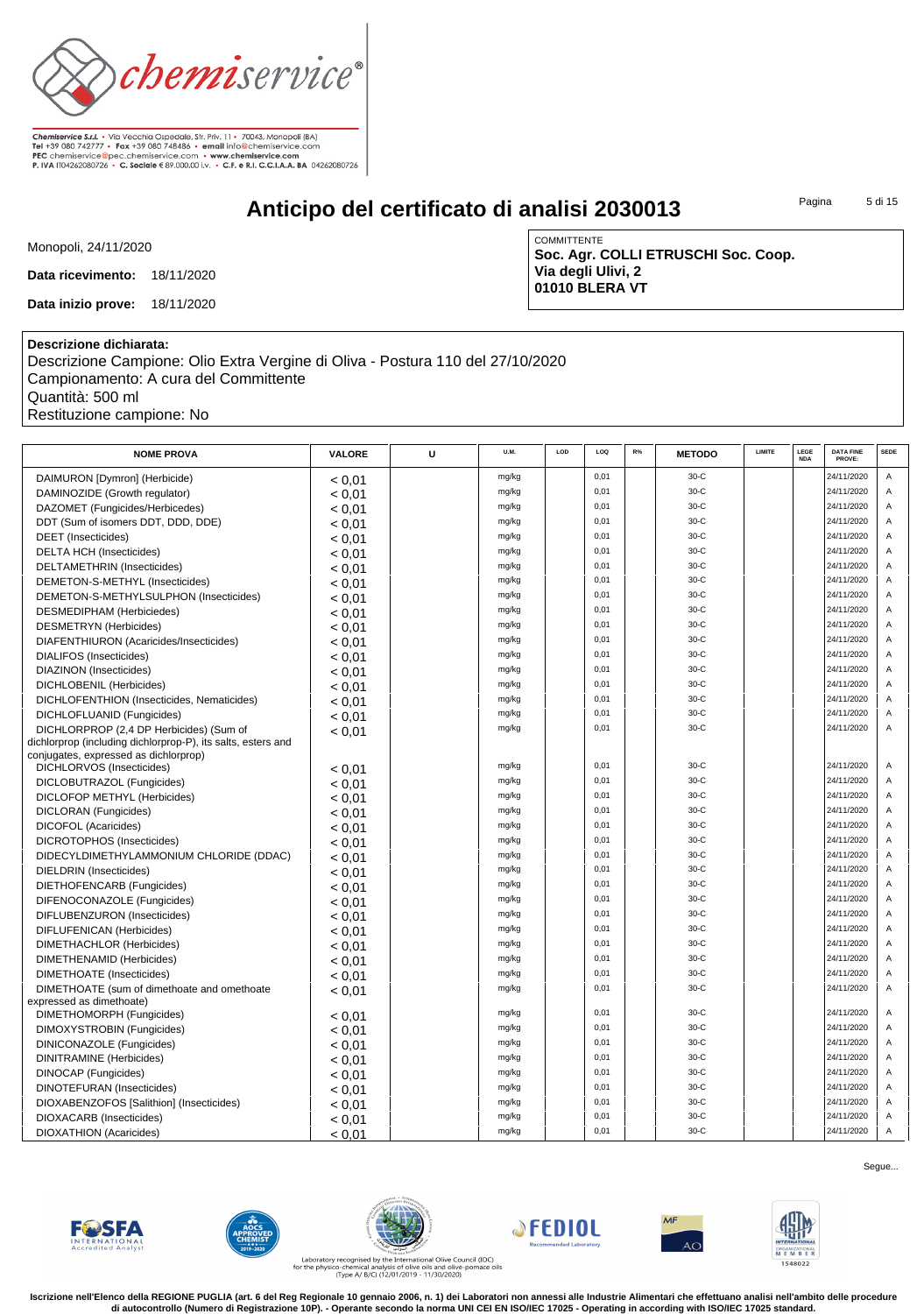Chemiservice S.r.l. • Via Vecchia Ospedale, Str. Priv. 11 • 70043, Monopoli (BA)
Tel +39 080 742777 • Fax +39 080 748486 • email info@chemiservice.com
PEC chemiservice@pec.chemiservice.com • www.chemiservice.com
P. IVA IT04262080726 • C. Sociale € 89.000,00 i.v. • C.F. e R.I. C.C.I.A.A. BA 04262080726

# Anticipo del certificato di analisi 2030013

Monopoli, 24/11/2020

**Data ricevimento:** 18/11/2020

**Data inizio prove:** 18/11/2020

COMMITTENTE
**Soc. Agr. COLLI ETRUSCHI Soc. Coop.**
**Via degli Ulivi, 2**
**01010 BLERA VT**

**Descrizione dichiarata:**
Descrizione Campione: Olio Extra Vergine di Oliva - Postura 110 del 27/10/2020
Campionamento: A cura del Committente
Quantità: 500 ml
Restituzione campione: No

| NOME PROVA | VALORE | U | U.M. | LOD | LOQ | R% | METODO | LIMITE | LEGE NDA | DATA FINE PROVE: | SEDE |
|---|---|---|---|---|---|---|---|---|---|---|---|
| DAIMURON [Dymron] (Herbicide) | < 0,01 | | mg/kg | | 0,01 | | 30-C | | | 24/11/2020 | A |
| DAMINOZIDE (Growth regulator) | < 0,01 | | mg/kg | | 0,01 | | 30-C | | | 24/11/2020 | A |
| DAZOMET (Fungicides/Herbicedes) | < 0,01 | | mg/kg | | 0,01 | | 30-C | | | 24/11/2020 | A |
| DDT (Sum of isomers DDT, DDD, DDE) | < 0,01 | | mg/kg | | 0,01 | | 30-C | | | 24/11/2020 | A |
| DEET (Insecticides) | < 0,01 | | mg/kg | | 0,01 | | 30-C | | | 24/11/2020 | A |
| DELTA HCH (Insecticides) | < 0,01 | | mg/kg | | 0,01 | | 30-C | | | 24/11/2020 | A |
| DELTAMETHRIN (Insecticides) | < 0,01 | | mg/kg | | 0,01 | | 30-C | | | 24/11/2020 | A |
| DEMETON-S-METHYL (Insecticides) | < 0,01 | | mg/kg | | 0,01 | | 30-C | | | 24/11/2020 | A |
| DEMETON-S-METHYLSULPHON (Insecticides) | < 0,01 | | mg/kg | | 0,01 | | 30-C | | | 24/11/2020 | A |
| DESMEDIPHAM (Herbiciedes) | < 0,01 | | mg/kg | | 0,01 | | 30-C | | | 24/11/2020 | A |
| DESMETRYN (Herbicides) | < 0,01 | | mg/kg | | 0,01 | | 30-C | | | 24/11/2020 | A |
| DIAFENTHIURON (Acaricides/Insecticides) | < 0,01 | | mg/kg | | 0,01 | | 30-C | | | 24/11/2020 | A |
| DIALIFOS (Insecticides) | < 0,01 | | mg/kg | | 0,01 | | 30-C | | | 24/11/2020 | A |
| DIAZINON (Insecticides) | < 0,01 | | mg/kg | | 0,01 | | 30-C | | | 24/11/2020 | A |
| DICHLOBENIL (Herbicides) | < 0,01 | | mg/kg | | 0,01 | | 30-C | | | 24/11/2020 | A |
| DICHLOFENTHION (Insecticides, Nematicides) | < 0,01 | | mg/kg | | 0,01 | | 30-C | | | 24/11/2020 | A |
| DICHLOFLUANID (Fungicides) | < 0,01 | | mg/kg | | 0,01 | | 30-C | | | 24/11/2020 | A |
| DICHLORPROP (2,4 DP Herbicides) (Sum of dichlorprop (including dichlorprop-P), its salts, esters and conjugates, expressed as dichlorprop) | < 0,01 | | mg/kg | | 0,01 | | 30-C | | | 24/11/2020 | A |
| DICHLORVOS (Insecticides) | < 0,01 | | mg/kg | | 0,01 | | 30-C | | | 24/11/2020 | A |
| DICLOBUTRAZOL (Fungicides) | < 0,01 | | mg/kg | | 0,01 | | 30-C | | | 24/11/2020 | A |
| DICLOFOP METHYL (Herbicides) | < 0,01 | | mg/kg | | 0,01 | | 30-C | | | 24/11/2020 | A |
| DICLORAN (Fungicides) | < 0,01 | | mg/kg | | 0,01 | | 30-C | | | 24/11/2020 | A |
| DICOFOL (Acaricides) | < 0,01 | | mg/kg | | 0,01 | | 30-C | | | 24/11/2020 | A |
| DICROTOPHOS (Insecticides) | < 0,01 | | mg/kg | | 0,01 | | 30-C | | | 24/11/2020 | A |
| DIDECYLDIMETHYLAMMONIUM CHLORIDE (DDAC) | < 0,01 | | mg/kg | | 0,01 | | 30-C | | | 24/11/2020 | A |
| DIELDRIN (Insecticides) | < 0,01 | | mg/kg | | 0,01 | | 30-C | | | 24/11/2020 | A |
| DIETHOFENCARB (Fungicides) | < 0,01 | | mg/kg | | 0,01 | | 30-C | | | 24/11/2020 | A |
| DIFENOCONAZOLE (Fungicides) | < 0,01 | | mg/kg | | 0,01 | | 30-C | | | 24/11/2020 | A |
| DIFLUBENZURON (Insecticides) | < 0,01 | | mg/kg | | 0,01 | | 30-C | | | 24/11/2020 | A |
| DIFLUFENICAN (Herbicides) | < 0,01 | | mg/kg | | 0,01 | | 30-C | | | 24/11/2020 | A |
| DIMETHACHLOR (Herbicides) | < 0,01 | | mg/kg | | 0,01 | | 30-C | | | 24/11/2020 | A |
| DIMETHENAMID (Herbicides) | < 0,01 | | mg/kg | | 0,01 | | 30-C | | | 24/11/2020 | A |
| DIMETHOATE (Insecticides) | < 0,01 | | mg/kg | | 0,01 | | 30-C | | | 24/11/2020 | A |
| DIMETHOATE (sum of dimethoate and omethoate expressed as dimethoate) | < 0,01 | | mg/kg | | 0,01 | | 30-C | | | 24/11/2020 | A |
| DIMETHOMORPH (Fungicides) | < 0,01 | | mg/kg | | 0,01 | | 30-C | | | 24/11/2020 | A |
| DIMOXYSTROBIN (Fungicides) | < 0,01 | | mg/kg | | 0,01 | | 30-C | | | 24/11/2020 | A |
| DINICONAZOLE (Fungicides) | < 0,01 | | mg/kg | | 0,01 | | 30-C | | | 24/11/2020 | A |
| DINITRAMINE (Herbicides) | < 0,01 | | mg/kg | | 0,01 | | 30-C | | | 24/11/2020 | A |
| DINOCAP (Fungicides) | < 0,01 | | mg/kg | | 0,01 | | 30-C | | | 24/11/2020 | A |
| DINOTEFURAN (Insecticides) | < 0,01 | | mg/kg | | 0,01 | | 30-C | | | 24/11/2020 | A |
| DIOXABENZOFOS [Salithion] (Insecticides) | < 0,01 | | mg/kg | | 0,01 | | 30-C | | | 24/11/2020 | A |
| DIOXACARB (Insecticides) | < 0,01 | | mg/kg | | 0,01 | | 30-C | | | 24/11/2020 | A |
| DIOXATHION (Acaricides) | < 0,01 | | mg/kg | | 0,01 | | 30-C | | | 24/11/2020 | A |

Segue...

Laboratory recognised by the International Olive Council (IOC) for the physico-chemical analysis of olive oils and olive-pomace oils (Type A/ B/C) (12/01/2019 - 11/30/2020)

**Iscrizione nell'Elenco della REGIONE PUGLIA (art. 6 del Reg Regionale 10 gennaio 2006, n. 1) dei Laboratori non annessi alle Industrie Alimentari che effettuano analisi nell'ambito delle procedure di autocontrollo (Numero di Registrazione 10P). - Operante secondo la norma UNI CEI EN ISO/IEC 17025 - Operating in according with ISO/IEC 17025 standard.**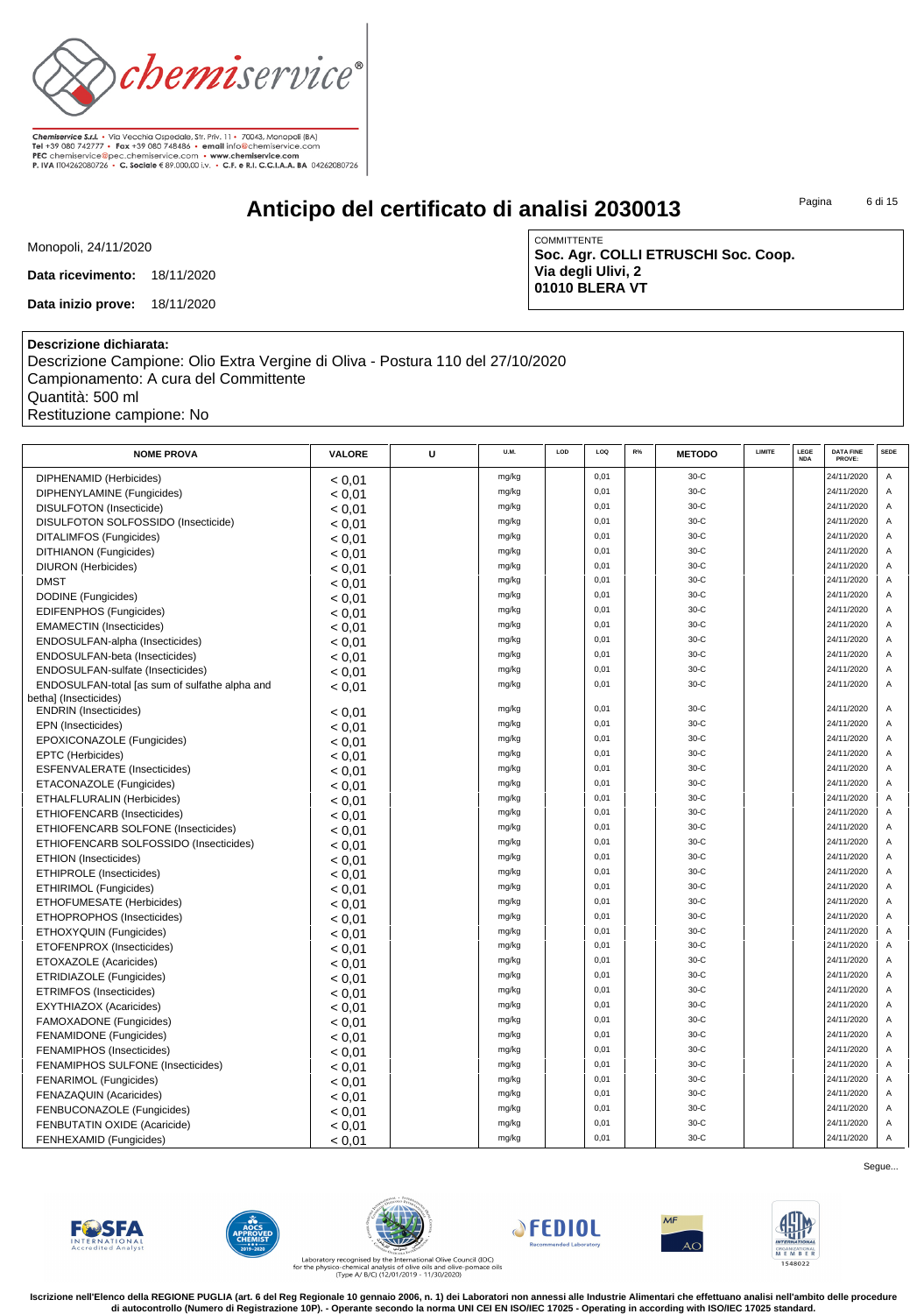# Anticipo del certificato di analisi 2030013

Monopoli, 24/11/2020

**Data ricevimento:** 18/11/2020

**Data inizio prove:** 18/11/2020

COMMITTENTE
**Soc. Agr. COLLI ETRUSCHI Soc. Coop.**
**Via degli Ulivi, 2**
**01010 BLERA VT**

**Descrizione dichiarata:**
Descrizione Campione: Olio Extra Vergine di Oliva - Postura 110 del 27/10/2020
Campionamento: A cura del Committente
Quantità: 500 ml
Restituzione campione: No

| NOME PROVA | VALORE | U | U.M. | LOD | LOQ | R% | METODO | LIMITE | LEGE NDA | DATA FINE PROVE: | SEDE |
|---|---|---|---|---|---|---|---|---|---|---|---|
| DIPHENAMID (Herbicides) | < 0,01 | | mg/kg | | 0,01 | | 30-C | | | 24/11/2020 | A |
| DIPHENYLAMINE (Fungicides) | < 0,01 | | mg/kg | | 0,01 | | 30-C | | | 24/11/2020 | A |
| DISULFOTON (Insecticide) | < 0,01 | | mg/kg | | 0,01 | | 30-C | | | 24/11/2020 | A |
| DISULFOTON SOLFOSSIDO (Insecticide) | < 0,01 | | mg/kg | | 0,01 | | 30-C | | | 24/11/2020 | A |
| DITALIMFOS (Fungicides) | < 0,01 | | mg/kg | | 0,01 | | 30-C | | | 24/11/2020 | A |
| DITHIANON (Fungicides) | < 0,01 | | mg/kg | | 0,01 | | 30-C | | | 24/11/2020 | A |
| DIURON (Herbicides) | < 0,01 | | mg/kg | | 0,01 | | 30-C | | | 24/11/2020 | A |
| DMST | < 0,01 | | mg/kg | | 0,01 | | 30-C | | | 24/11/2020 | A |
| DODINE (Fungicides) | < 0,01 | | mg/kg | | 0,01 | | 30-C | | | 24/11/2020 | A |
| EDIFENPHOS (Fungicides) | < 0,01 | | mg/kg | | 0,01 | | 30-C | | | 24/11/2020 | A |
| EMAMECTIN (Insecticides) | < 0,01 | | mg/kg | | 0,01 | | 30-C | | | 24/11/2020 | A |
| ENDOSULFAN-alpha (Insecticides) | < 0,01 | | mg/kg | | 0,01 | | 30-C | | | 24/11/2020 | A |
| ENDOSULFAN-beta (Insecticides) | < 0,01 | | mg/kg | | 0,01 | | 30-C | | | 24/11/2020 | A |
| ENDOSULFAN-sulfate (Insecticides) | < 0,01 | | mg/kg | | 0,01 | | 30-C | | | 24/11/2020 | A |
| ENDOSULFAN-total [as sum of sulfathe alpha and betha] (Insecticides) | < 0,01 | | mg/kg | | 0,01 | | 30-C | | | 24/11/2020 | A |
| ENDRIN (Insecticides) | < 0,01 | | mg/kg | | 0,01 | | 30-C | | | 24/11/2020 | A |
| EPN (Insecticides) | < 0,01 | | mg/kg | | 0,01 | | 30-C | | | 24/11/2020 | A |
| EPOXICONAZOLE (Fungicides) | < 0,01 | | mg/kg | | 0,01 | | 30-C | | | 24/11/2020 | A |
| EPTC (Herbicides) | < 0,01 | | mg/kg | | 0,01 | | 30-C | | | 24/11/2020 | A |
| ESFENVALERATE (Insecticides) | < 0,01 | | mg/kg | | 0,01 | | 30-C | | | 24/11/2020 | A |
| ETACONAZOLE (Fungicides) | < 0,01 | | mg/kg | | 0,01 | | 30-C | | | 24/11/2020 | A |
| ETHALFLURALIN (Herbicides) | < 0,01 | | mg/kg | | 0,01 | | 30-C | | | 24/11/2020 | A |
| ETHIOFENCARB (Insecticides) | < 0,01 | | mg/kg | | 0,01 | | 30-C | | | 24/11/2020 | A |
| ETHIOFENCARB SOLFONE (Insecticides) | < 0,01 | | mg/kg | | 0,01 | | 30-C | | | 24/11/2020 | A |
| ETHIOFENCARB SOLFOSSIDO (Insecticides) | < 0,01 | | mg/kg | | 0,01 | | 30-C | | | 24/11/2020 | A |
| ETHION (Insecticides) | < 0,01 | | mg/kg | | 0,01 | | 30-C | | | 24/11/2020 | A |
| ETHIPROLE (Insecticides) | < 0,01 | | mg/kg | | 0,01 | | 30-C | | | 24/11/2020 | A |
| ETHIRIMOL (Fungicides) | < 0,01 | | mg/kg | | 0,01 | | 30-C | | | 24/11/2020 | A |
| ETHOFUMESATE (Herbicides) | < 0,01 | | mg/kg | | 0,01 | | 30-C | | | 24/11/2020 | A |
| ETHOPROPHOS (Insecticides) | < 0,01 | | mg/kg | | 0,01 | | 30-C | | | 24/11/2020 | A |
| ETHOXYQUIN (Fungicides) | < 0,01 | | mg/kg | | 0,01 | | 30-C | | | 24/11/2020 | A |
| ETOFENPROX (Insecticides) | < 0,01 | | mg/kg | | 0,01 | | 30-C | | | 24/11/2020 | A |
| ETOXAZOLE (Acaricides) | < 0,01 | | mg/kg | | 0,01 | | 30-C | | | 24/11/2020 | A |
| ETRIDIAZOLE (Fungicides) | < 0,01 | | mg/kg | | 0,01 | | 30-C | | | 24/11/2020 | A |
| ETRIMFOS (Insecticides) | < 0,01 | | mg/kg | | 0,01 | | 30-C | | | 24/11/2020 | A |
| EXYTHIAZOX (Acaricides) | < 0,01 | | mg/kg | | 0,01 | | 30-C | | | 24/11/2020 | A |
| FAMOXADONE (Fungicides) | < 0,01 | | mg/kg | | 0,01 | | 30-C | | | 24/11/2020 | A |
| FENAMIDONE (Fungicides) | < 0,01 | | mg/kg | | 0,01 | | 30-C | | | 24/11/2020 | A |
| FENAMIPHOS (Insecticides) | < 0,01 | | mg/kg | | 0,01 | | 30-C | | | 24/11/2020 | A |
| FENAMIPHOS SULFONE (Insecticides) | < 0,01 | | mg/kg | | 0,01 | | 30-C | | | 24/11/2020 | A |
| FENARIMOL (Fungicides) | < 0,01 | | mg/kg | | 0,01 | | 30-C | | | 24/11/2020 | A |
| FENAZAQUIN (Acaricides) | < 0,01 | | mg/kg | | 0,01 | | 30-C | | | 24/11/2020 | A |
| FENBUCONAZOLE (Fungicides) | < 0,01 | | mg/kg | | 0,01 | | 30-C | | | 24/11/2020 | A |
| FENBUTATIN OXIDE (Acaricide) | < 0,01 | | mg/kg | | 0,01 | | 30-C | | | 24/11/2020 | A |
| FENHEXAMID (Fungicides) | < 0,01 | | mg/kg | | 0,01 | | 30-C | | | 24/11/2020 | A |

Segue...

Laboratory recognised by the International Olive Council (IOC) for the physico-chemical analysis of olive oils and olive-pomace oils (Type A/ B/C) (12/01/2019 - 11/30/2020)

**Iscrizione nell'Elenco della REGIONE PUGLIA (art. 6 del Reg Regionale 10 gennaio 2006, n. 1) dei Laboratori non annessi alle Industrie Alimentari che effettuano analisi nell'ambito delle procedure di autocontrollo (Numero di Registrazione 10P). - Operante secondo la norma UNI CEI EN ISO/IEC 17025 - Operating in according with ISO/IEC 17025 standard.**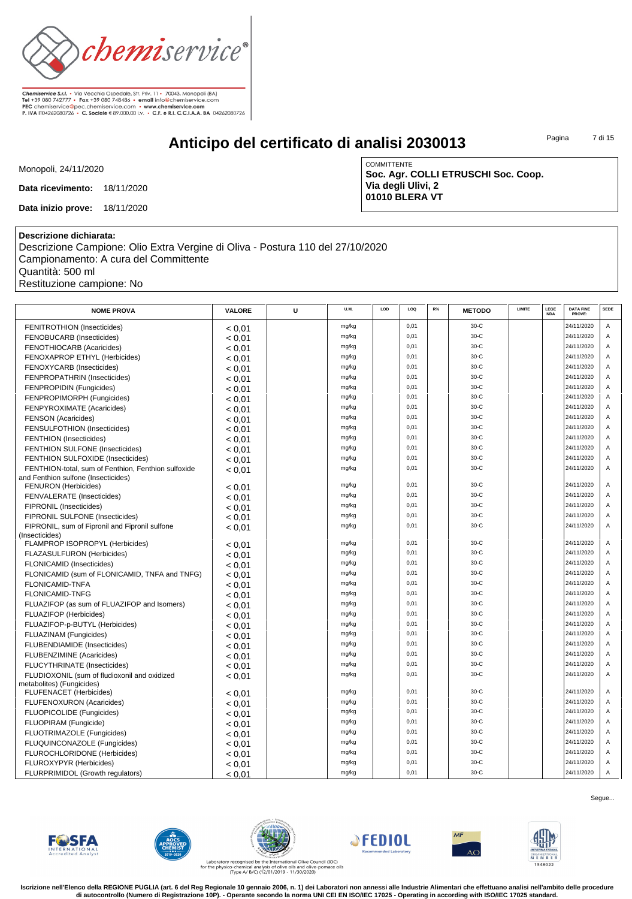Chemiservice S.r.l. • Via Vecchia Ospedale, Str. Priv. 11 • 70043, Monopoli (BA)
Tel +39 080 742777 • Fax +39 080 748486 • email info@chemiservice.com
PEC chemiservice@pec.chemiservice.com • www.chemiservice.com
P. IVA IT04262080726 • C. Sociale € 89.000,00 i.v. • C.F. e R.I. C.C.I.A.A. BA 04262080726

# Anticipo del certificato di analisi 2030013

Monopoli, 24/11/2020

**Data ricevimento:** 18/11/2020

**Data inizio prove:** 18/11/2020

COMMITTENTE
**Soc. Agr. COLLI ETRUSCHI Soc. Coop.**
**Via degli Ulivi, 2**
**01010 BLERA VT**

**Descrizione dichiarata:**
Descrizione Campione: Olio Extra Vergine di Oliva - Postura 110 del 27/10/2020
Campionamento: A cura del Committente
Quantità: 500 ml
Restituzione campione: No

| NOME PROVA | VALORE | U | U.M. | LOD | LOQ | R% | METODO | LIMITE | LEGE NDA | DATA FINE PROVE: | SEDE |
|---|---|---|---|---|---|---|---|---|---|---|---|
| FENITROTHION (Insecticides) | < 0,01 | | mg/kg | | 0,01 | | 30-C | | | 24/11/2020 | A |
| FENOBUCARB (Insecticides) | < 0,01 | | mg/kg | | 0,01 | | 30-C | | | 24/11/2020 | A |
| FENOTHIOCARB (Acaricides) | < 0,01 | | mg/kg | | 0,01 | | 30-C | | | 24/11/2020 | A |
| FENOXAPROP ETHYL (Herbicides) | < 0,01 | | mg/kg | | 0,01 | | 30-C | | | 24/11/2020 | A |
| FENOXYCARB (Insecticides) | < 0,01 | | mg/kg | | 0,01 | | 30-C | | | 24/11/2020 | A |
| FENPROPATHRIN (Insecticides) | < 0,01 | | mg/kg | | 0,01 | | 30-C | | | 24/11/2020 | A |
| FENPROPIDIN (Fungicides) | < 0,01 | | mg/kg | | 0,01 | | 30-C | | | 24/11/2020 | A |
| FENPROPIMORPH (Fungicides) | < 0,01 | | mg/kg | | 0,01 | | 30-C | | | 24/11/2020 | A |
| FENPYROXIMATE (Acaricides) | < 0,01 | | mg/kg | | 0,01 | | 30-C | | | 24/11/2020 | A |
| FENSON (Acaricides) | < 0,01 | | mg/kg | | 0,01 | | 30-C | | | 24/11/2020 | A |
| FENSULFOTHION (Insecticides) | < 0,01 | | mg/kg | | 0,01 | | 30-C | | | 24/11/2020 | A |
| FENTHION (Insecticides) | < 0,01 | | mg/kg | | 0,01 | | 30-C | | | 24/11/2020 | A |
| FENTHION SULFONE (Insecticides) | < 0,01 | | mg/kg | | 0,01 | | 30-C | | | 24/11/2020 | A |
| FENTHION SULFOXIDE (Insecticides) | < 0,01 | | mg/kg | | 0,01 | | 30-C | | | 24/11/2020 | A |
| FENTHION-total, sum of Fenthion, Fenthion sulfoxide and Fenthion sulfone (Insecticides) | < 0,01 | | mg/kg | | 0,01 | | 30-C | | | 24/11/2020 | A |
| FENURON (Herbicides) | < 0,01 | | mg/kg | | 0,01 | | 30-C | | | 24/11/2020 | A |
| FENVALERATE (Insecticides) | < 0,01 | | mg/kg | | 0,01 | | 30-C | | | 24/11/2020 | A |
| FIPRONIL (Insecticides) | < 0,01 | | mg/kg | | 0,01 | | 30-C | | | 24/11/2020 | A |
| FIPRONIL SULFONE (Insecticides) | < 0,01 | | mg/kg | | 0,01 | | 30-C | | | 24/11/2020 | A |
| FIPRONIL, sum of Fipronil and Fipronil sulfone (Insecticides) | < 0,01 | | mg/kg | | 0,01 | | 30-C | | | 24/11/2020 | A |
| FLAMPROP ISOPROPYL (Herbicides) | < 0,01 | | mg/kg | | 0,01 | | 30-C | | | 24/11/2020 | A |
| FLAZASULFURON (Herbicides) | < 0,01 | | mg/kg | | 0,01 | | 30-C | | | 24/11/2020 | A |
| FLONICAMID (Insecticides) | < 0,01 | | mg/kg | | 0,01 | | 30-C | | | 24/11/2020 | A |
| FLONICAMID (sum of FLONICAMID, TNFA and TNFG) | < 0,01 | | mg/kg | | 0,01 | | 30-C | | | 24/11/2020 | A |
| FLONICAMID-TNFA | < 0,01 | | mg/kg | | 0,01 | | 30-C | | | 24/11/2020 | A |
| FLONICAMID-TNFG | < 0,01 | | mg/kg | | 0,01 | | 30-C | | | 24/11/2020 | A |
| FLUAZIFOP (as sum of FLUAZIFOP and Isomers) | < 0,01 | | mg/kg | | 0,01 | | 30-C | | | 24/11/2020 | A |
| FLUAZIFOP (Herbicides) | < 0,01 | | mg/kg | | 0,01 | | 30-C | | | 24/11/2020 | A |
| FLUAZIFOP-p-BUTYL (Herbicides) | < 0,01 | | mg/kg | | 0,01 | | 30-C | | | 24/11/2020 | A |
| FLUAZINAM (Fungicides) | < 0,01 | | mg/kg | | 0,01 | | 30-C | | | 24/11/2020 | A |
| FLUBENDIAMIDE (Insecticides) | < 0,01 | | mg/kg | | 0,01 | | 30-C | | | 24/11/2020 | A |
| FLUBENZIMINE (Acaricides) | < 0,01 | | mg/kg | | 0,01 | | 30-C | | | 24/11/2020 | A |
| FLUCYTHRINATE (Insecticides) | < 0,01 | | mg/kg | | 0,01 | | 30-C | | | 24/11/2020 | A |
| FLUDIOXONIL (sum of fludioxonil and oxidized metabolites) (Fungicides) | < 0,01 | | mg/kg | | 0,01 | | 30-C | | | 24/11/2020 | A |
| FLUFENACET (Herbicides) | < 0,01 | | mg/kg | | 0,01 | | 30-C | | | 24/11/2020 | A |
| FLUFENOXURON (Acaricides) | < 0,01 | | mg/kg | | 0,01 | | 30-C | | | 24/11/2020 | A |
| FLUOPICOLIDE (Fungicides) | < 0,01 | | mg/kg | | 0,01 | | 30-C | | | 24/11/2020 | A |
| FLUOPIRAM (Fungicide) | < 0,01 | | mg/kg | | 0,01 | | 30-C | | | 24/11/2020 | A |
| FLUOTRIMAZOLE (Fungicides) | < 0,01 | | mg/kg | | 0,01 | | 30-C | | | 24/11/2020 | A |
| FLUQUINCONAZOLE (Fungicides) | < 0,01 | | mg/kg | | 0,01 | | 30-C | | | 24/11/2020 | A |
| FLUROCHLORIDONE (Herbicides) | < 0,01 | | mg/kg | | 0,01 | | 30-C | | | 24/11/2020 | A |
| FLUROXYPYR (Herbicides) | < 0,01 | | mg/kg | | 0,01 | | 30-C | | | 24/11/2020 | A |
| FLURPRIMIDOL (Growth regulators) | < 0,01 | | mg/kg | | 0,01 | | 30-C | | | 24/11/2020 | A |

Segue...

Laboratory recognised by the International Olive Council (IOC) for the physico-chemical analysis of olive oils and olive-pomace oils (Type A/ B/C) (12/01/2019 - 11/30/2020)

**Iscrizione nell'Elenco della REGIONE PUGLIA (art. 6 del Reg Regionale 10 gennaio 2006, n. 1) dei Laboratori non annessi alle Industrie Alimentari che effettuano analisi nell'ambito delle procedure di autocontrollo (Numero di Registrazione 10P). - Operante secondo la norma UNI CEI EN ISO/IEC 17025 - Operating in according with ISO/IEC 17025 standard.**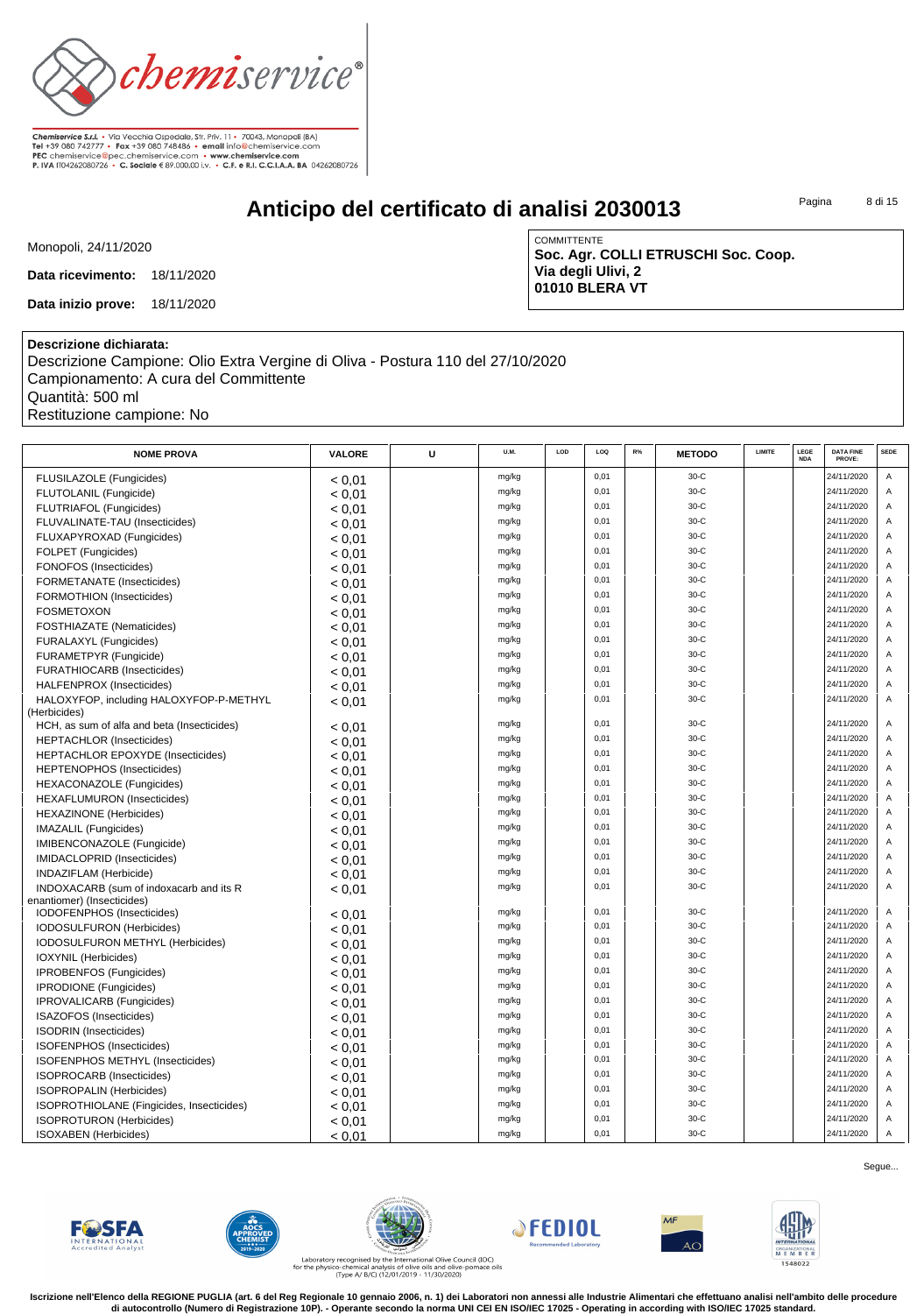Chemiservice S.r.l. • Via Vecchia Ospedale, Str. Priv. 11 • 70043, Monopoli (BA)
Tel +39 080 742777 • Fax +39 080 748486 • email info@chemiservice.com
PEC chemiservice@pec.chemiservice.com • www.chemiservice.com
P. IVA IT04262080726 • C. Sociale € 89.000,00 i.v. • C.F. e R.I. C.C.I.A.A. BA 04262080726

# Anticipo del certificato di analisi 2030013

Monopoli, 24/11/2020

**Data ricevimento:** 18/11/2020

**Data inizio prove:** 18/11/2020

COMMITTENTE
**Soc. Agr. COLLI ETRUSCHI Soc. Coop.**
**Via degli Ulivi, 2**
**01010 BLERA VT**

**Descrizione dichiarata:**
Descrizione Campione: Olio Extra Vergine di Oliva - Postura 110 del 27/10/2020
Campionamento: A cura del Committente
Quantità: 500 ml
Restituzione campione: No

| NOME PROVA | VALORE | U | U.M. | LOD | LOQ | R% | METODO | LIMITE | LEGE NDA | DATA FINE PROVE: | SEDE |
|---|---|---|---|---|---|---|---|---|---|---|---|
| FLUSILAZOLE (Fungicides) | < 0,01 | | mg/kg | | 0,01 | | 30-C | | | 24/11/2020 | A |
| FLUTOLANIL (Fungicide) | < 0,01 | | mg/kg | | 0,01 | | 30-C | | | 24/11/2020 | A |
| FLUTRIAFOL (Fungicides) | < 0,01 | | mg/kg | | 0,01 | | 30-C | | | 24/11/2020 | A |
| FLUVALINATE-TAU (Insecticides) | < 0,01 | | mg/kg | | 0,01 | | 30-C | | | 24/11/2020 | A |
| FLUXAPYROXAD (Fungicides) | < 0,01 | | mg/kg | | 0,01 | | 30-C | | | 24/11/2020 | A |
| FOLPET (Fungicides) | < 0,01 | | mg/kg | | 0,01 | | 30-C | | | 24/11/2020 | A |
| FONOFOS (Insecticides) | < 0,01 | | mg/kg | | 0,01 | | 30-C | | | 24/11/2020 | A |
| FORMETANATE (Insecticides) | < 0,01 | | mg/kg | | 0,01 | | 30-C | | | 24/11/2020 | A |
| FORMOTHION (Insecticides) | < 0,01 | | mg/kg | | 0,01 | | 30-C | | | 24/11/2020 | A |
| FOSMETOXON | < 0,01 | | mg/kg | | 0,01 | | 30-C | | | 24/11/2020 | A |
| FOSTHIAZATE (Nematicides) | < 0,01 | | mg/kg | | 0,01 | | 30-C | | | 24/11/2020 | A |
| FURALAXYL (Fungicides) | < 0,01 | | mg/kg | | 0,01 | | 30-C | | | 24/11/2020 | A |
| FURAMETPYR (Fungicide) | < 0,01 | | mg/kg | | 0,01 | | 30-C | | | 24/11/2020 | A |
| FURATHIOCARB (Insecticides) | < 0,01 | | mg/kg | | 0,01 | | 30-C | | | 24/11/2020 | A |
| HALFENPROX (Insecticides) | < 0,01 | | mg/kg | | 0,01 | | 30-C | | | 24/11/2020 | A |
| HALOXYFOP, including HALOXYFOP-P-METHYL (Herbicides) | < 0,01 | | mg/kg | | 0,01 | | 30-C | | | 24/11/2020 | A |
| HCH, as sum of alfa and beta (Insecticides) | < 0,01 | | mg/kg | | 0,01 | | 30-C | | | 24/11/2020 | A |
| HEPTACHLOR (Insecticides) | < 0,01 | | mg/kg | | 0,01 | | 30-C | | | 24/11/2020 | A |
| HEPTACHLOR EPOXYDE (Insecticides) | < 0,01 | | mg/kg | | 0,01 | | 30-C | | | 24/11/2020 | A |
| HEPTENOPHOS (Insecticides) | < 0,01 | | mg/kg | | 0,01 | | 30-C | | | 24/11/2020 | A |
| HEXACONAZOLE (Fungicides) | < 0,01 | | mg/kg | | 0,01 | | 30-C | | | 24/11/2020 | A |
| HEXAFLUMURON (Insecticides) | < 0,01 | | mg/kg | | 0,01 | | 30-C | | | 24/11/2020 | A |
| HEXAZINONE (Herbicides) | < 0,01 | | mg/kg | | 0,01 | | 30-C | | | 24/11/2020 | A |
| IMAZALIL (Fungicides) | < 0,01 | | mg/kg | | 0,01 | | 30-C | | | 24/11/2020 | A |
| IMIBENCONAZOLE (Fungicide) | < 0,01 | | mg/kg | | 0,01 | | 30-C | | | 24/11/2020 | A |
| IMIDACLOPRID (Insecticides) | < 0,01 | | mg/kg | | 0,01 | | 30-C | | | 24/11/2020 | A |
| INDAZIFLAM (Herbicide) | < 0,01 | | mg/kg | | 0,01 | | 30-C | | | 24/11/2020 | A |
| INDOXACARB (sum of indoxacarb and its R enantiomer) (Insecticides) | < 0,01 | | mg/kg | | 0,01 | | 30-C | | | 24/11/2020 | A |
| IODOFENPHOS (Insecticides) | < 0,01 | | mg/kg | | 0,01 | | 30-C | | | 24/11/2020 | A |
| IODOSULFURON (Herbicides) | < 0,01 | | mg/kg | | 0,01 | | 30-C | | | 24/11/2020 | A |
| IODOSULFURON METHYL (Herbicides) | < 0,01 | | mg/kg | | 0,01 | | 30-C | | | 24/11/2020 | A |
| IOXYNIL (Herbicides) | < 0,01 | | mg/kg | | 0,01 | | 30-C | | | 24/11/2020 | A |
| IPROBENFOS (Fungicides) | < 0,01 | | mg/kg | | 0,01 | | 30-C | | | 24/11/2020 | A |
| IPRODIONE (Fungicides) | < 0,01 | | mg/kg | | 0,01 | | 30-C | | | 24/11/2020 | A |
| IPROVALICARB (Fungicides) | < 0,01 | | mg/kg | | 0,01 | | 30-C | | | 24/11/2020 | A |
| ISAZOFOS (Insecticides) | < 0,01 | | mg/kg | | 0,01 | | 30-C | | | 24/11/2020 | A |
| ISODRIN (Insecticides) | < 0,01 | | mg/kg | | 0,01 | | 30-C | | | 24/11/2020 | A |
| ISOFENPHOS (Insecticides) | < 0,01 | | mg/kg | | 0,01 | | 30-C | | | 24/11/2020 | A |
| ISOFENPHOS METHYL (Insecticides) | < 0,01 | | mg/kg | | 0,01 | | 30-C | | | 24/11/2020 | A |
| ISOPROCARB (Insecticides) | < 0,01 | | mg/kg | | 0,01 | | 30-C | | | 24/11/2020 | A |
| ISOPROPALIN (Herbicides) | < 0,01 | | mg/kg | | 0,01 | | 30-C | | | 24/11/2020 | A |
| ISOPROTHIOLANE (Fingicides, Insecticides) | < 0,01 | | mg/kg | | 0,01 | | 30-C | | | 24/11/2020 | A |
| ISOPROTURON (Herbicides) | < 0,01 | | mg/kg | | 0,01 | | 30-C | | | 24/11/2020 | A |
| ISOXABEN (Herbicides) | < 0,01 | | mg/kg | | 0,01 | | 30-C | | | 24/11/2020 | A |

Segue...

Laboratory recognised by the International Olive Council (IOC) for the physico-chemical analysis of olive oils and olive-pomace oils (Type A/ B/C) (12/01/2019 - 11/30/2020)

**Iscrizione nell'Elenco della REGIONE PUGLIA (art. 6 del Reg Regionale 10 gennaio 2006, n. 1) dei Laboratori non annessi alle Industrie Alimentari che effettuano analisi nell'ambito delle procedure di autocontrollo (Numero di Registrazione 10P). - Operante secondo la norma UNI CEI EN ISO/IEC 17025 - Operating in according with ISO/IEC 17025 standard.**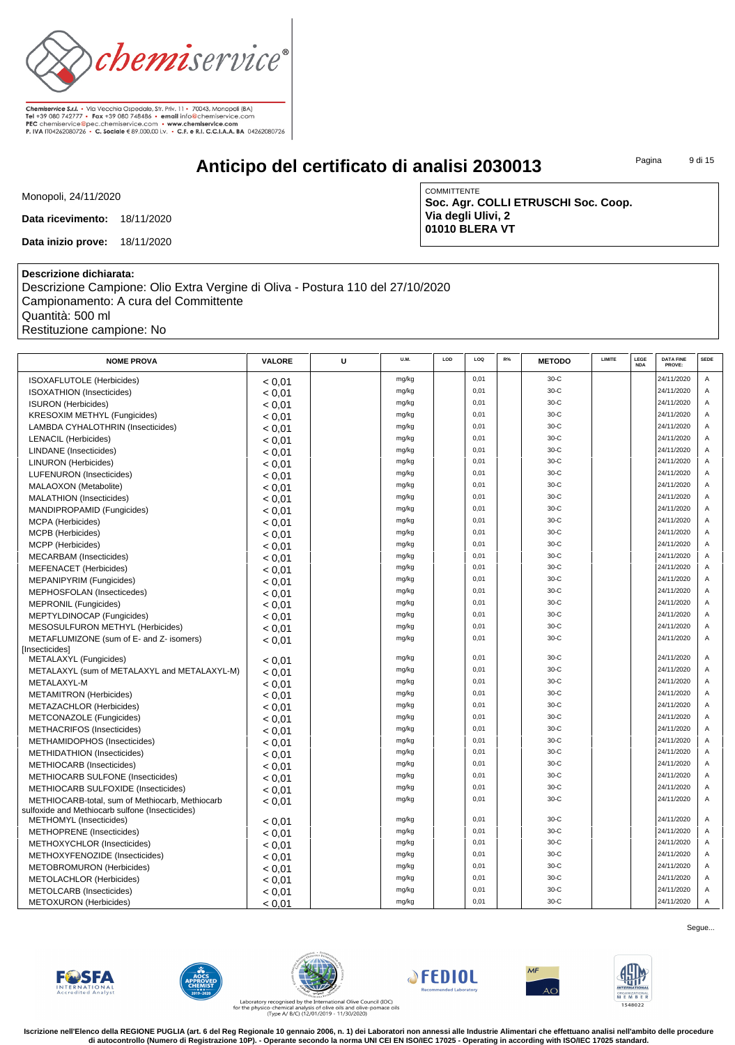Chemiservice S.r.l. • Via Vecchia Ospedale, Str. Priv. 11 • 70043, Monopoli (BA)
Tel +39 080 742777 • Fax +39 080 748486 • email info@chemiservice.com
PEC chemiservice@pec.chemiservice.com • www.chemiservice.com
P. IVA IT04262080726 • C. Sociale € 89.000,00 i.v. • C.F. e R.I. C.C.I.A.A. BA 04262080726

# Anticipo del certificato di analisi 2030013

Monopoli, 24/11/2020

**Data ricevimento:** 18/11/2020

**Data inizio prove:** 18/11/2020

COMMITTENTE
**Soc. Agr. COLLI ETRUSCHI Soc. Coop.**
**Via degli Ulivi, 2**
**01010 BLERA VT**

**Descrizione dichiarata:**
Descrizione Campione: Olio Extra Vergine di Oliva - Postura 110 del 27/10/2020
Campionamento: A cura del Committente
Quantità: 500 ml
Restituzione campione: No

| NOME PROVA | VALORE | U | U.M. | LOD | LOQ | R% | METODO | LIMITE | LEGE NDA | DATA FINE PROVE: | SEDE |
|---|---|---|---|---|---|---|---|---|---|---|---|
| ISOXAFLUTOLE (Herbicides) | < 0,01 | | mg/kg | | 0,01 | | 30-C | | | 24/11/2020 | A |
| ISOXATHION (Insecticides) | < 0,01 | | mg/kg | | 0,01 | | 30-C | | | 24/11/2020 | A |
| ISURON (Herbicides) | < 0,01 | | mg/kg | | 0,01 | | 30-C | | | 24/11/2020 | A |
| KRESOXIM METHYL (Fungicides) | < 0,01 | | mg/kg | | 0,01 | | 30-C | | | 24/11/2020 | A |
| LAMBDA CYHALOTHRIN (Insecticides) | < 0,01 | | mg/kg | | 0,01 | | 30-C | | | 24/11/2020 | A |
| LENACIL (Herbicides) | < 0,01 | | mg/kg | | 0,01 | | 30-C | | | 24/11/2020 | A |
| LINDANE (Insecticides) | < 0,01 | | mg/kg | | 0,01 | | 30-C | | | 24/11/2020 | A |
| LINURON (Herbicides) | < 0,01 | | mg/kg | | 0,01 | | 30-C | | | 24/11/2020 | A |
| LUFENURON (Insecticides) | < 0,01 | | mg/kg | | 0,01 | | 30-C | | | 24/11/2020 | A |
| MALAOXON (Metabolite) | < 0,01 | | mg/kg | | 0,01 | | 30-C | | | 24/11/2020 | A |
| MALATHION (Insecticides) | < 0,01 | | mg/kg | | 0,01 | | 30-C | | | 24/11/2020 | A |
| MANDIPROPAMID (Fungicides) | < 0,01 | | mg/kg | | 0,01 | | 30-C | | | 24/11/2020 | A |
| MCPA (Herbicides) | < 0,01 | | mg/kg | | 0,01 | | 30-C | | | 24/11/2020 | A |
| MCPB (Herbicides) | < 0,01 | | mg/kg | | 0,01 | | 30-C | | | 24/11/2020 | A |
| MCPP (Herbicides) | < 0,01 | | mg/kg | | 0,01 | | 30-C | | | 24/11/2020 | A |
| MECARBAM (Insecticides) | < 0,01 | | mg/kg | | 0,01 | | 30-C | | | 24/11/2020 | A |
| MEFENACET (Herbicides) | < 0,01 | | mg/kg | | 0,01 | | 30-C | | | 24/11/2020 | A |
| MEPANIPYRIM (Fungicides) | < 0,01 | | mg/kg | | 0,01 | | 30-C | | | 24/11/2020 | A |
| MEPHOSFOLAN (Insecticedes) | < 0,01 | | mg/kg | | 0,01 | | 30-C | | | 24/11/2020 | A |
| MEPRONIL (Fungicides) | < 0,01 | | mg/kg | | 0,01 | | 30-C | | | 24/11/2020 | A |
| MEPTYLDINOCAP (Fungicides) | < 0,01 | | mg/kg | | 0,01 | | 30-C | | | 24/11/2020 | A |
| MESOSULFURON METHYL (Herbicides) | < 0,01 | | mg/kg | | 0,01 | | 30-C | | | 24/11/2020 | A |
| METAFLUMIZONE (sum of E- and Z- isomers) [Insecticides] | < 0,01 | | mg/kg | | 0,01 | | 30-C | | | 24/11/2020 | A |
| METALAXYL (Fungicides) | < 0,01 | | mg/kg | | 0,01 | | 30-C | | | 24/11/2020 | A |
| METALAXYL (sum of METALAXYL and METALAXYL-M) | < 0,01 | | mg/kg | | 0,01 | | 30-C | | | 24/11/2020 | A |
| METALAXYL-M | < 0,01 | | mg/kg | | 0,01 | | 30-C | | | 24/11/2020 | A |
| METAMITRON (Herbicides) | < 0,01 | | mg/kg | | 0,01 | | 30-C | | | 24/11/2020 | A |
| METAZACHLOR (Herbicides) | < 0,01 | | mg/kg | | 0,01 | | 30-C | | | 24/11/2020 | A |
| METCONAZOLE (Fungicides) | < 0,01 | | mg/kg | | 0,01 | | 30-C | | | 24/11/2020 | A |
| METHACRIFOS (Insecticides) | < 0,01 | | mg/kg | | 0,01 | | 30-C | | | 24/11/2020 | A |
| METHAMIDOPHOS (Insecticides) | < 0,01 | | mg/kg | | 0,01 | | 30-C | | | 24/11/2020 | A |
| METHIDATHION (Insecticides) | < 0,01 | | mg/kg | | 0,01 | | 30-C | | | 24/11/2020 | A |
| METHIOCARB (Insecticides) | < 0,01 | | mg/kg | | 0,01 | | 30-C | | | 24/11/2020 | A |
| METHIOCARB SULFONE (Insecticides) | < 0,01 | | mg/kg | | 0,01 | | 30-C | | | 24/11/2020 | A |
| METHIOCARB SULFOXIDE (Insecticides) | < 0,01 | | mg/kg | | 0,01 | | 30-C | | | 24/11/2020 | A |
| METHIOCARB-total, sum of Methiocarb, Methiocarb sulfoxide and Methiocarb sulfone (Insecticides) | < 0,01 | | mg/kg | | 0,01 | | 30-C | | | 24/11/2020 | A |
| METHOMYL (Insecticides) | < 0,01 | | mg/kg | | 0,01 | | 30-C | | | 24/11/2020 | A |
| METHOPRENE (Insecticides) | < 0,01 | | mg/kg | | 0,01 | | 30-C | | | 24/11/2020 | A |
| METHOXYCHLOR (Insecticides) | < 0,01 | | mg/kg | | 0,01 | | 30-C | | | 24/11/2020 | A |
| METHOXYFENOZIDE (Insecticides) | < 0,01 | | mg/kg | | 0,01 | | 30-C | | | 24/11/2020 | A |
| METOBROMURON (Herbicides) | < 0,01 | | mg/kg | | 0,01 | | 30-C | | | 24/11/2020 | A |
| METOLACHLOR (Herbicides) | < 0,01 | | mg/kg | | 0,01 | | 30-C | | | 24/11/2020 | A |
| METOLCARB (Insecticides) | < 0,01 | | mg/kg | | 0,01 | | 30-C | | | 24/11/2020 | A |
| METOXURON (Herbicides) | < 0,01 | | mg/kg | | 0,01 | | 30-C | | | 24/11/2020 | A |

Segue...

Laboratory recognised by the International Olive Council (IOC) for the physico-chemical analysis of olive oils and olive-pomace oils (Type A/ B/C) (12/01/2019 - 11/30/2020)

**Iscrizione nell'Elenco della REGIONE PUGLIA (art. 6 del Reg Regionale 10 gennaio 2006, n. 1) dei Laboratori non annessi alle Industrie Alimentari che effettuano analisi nell'ambito delle procedure di autocontrollo (Numero di Registrazione 10P). - Operante secondo la norma UNI CEI EN ISO/IEC 17025 - Operating in according with ISO/IEC 17025 standard.**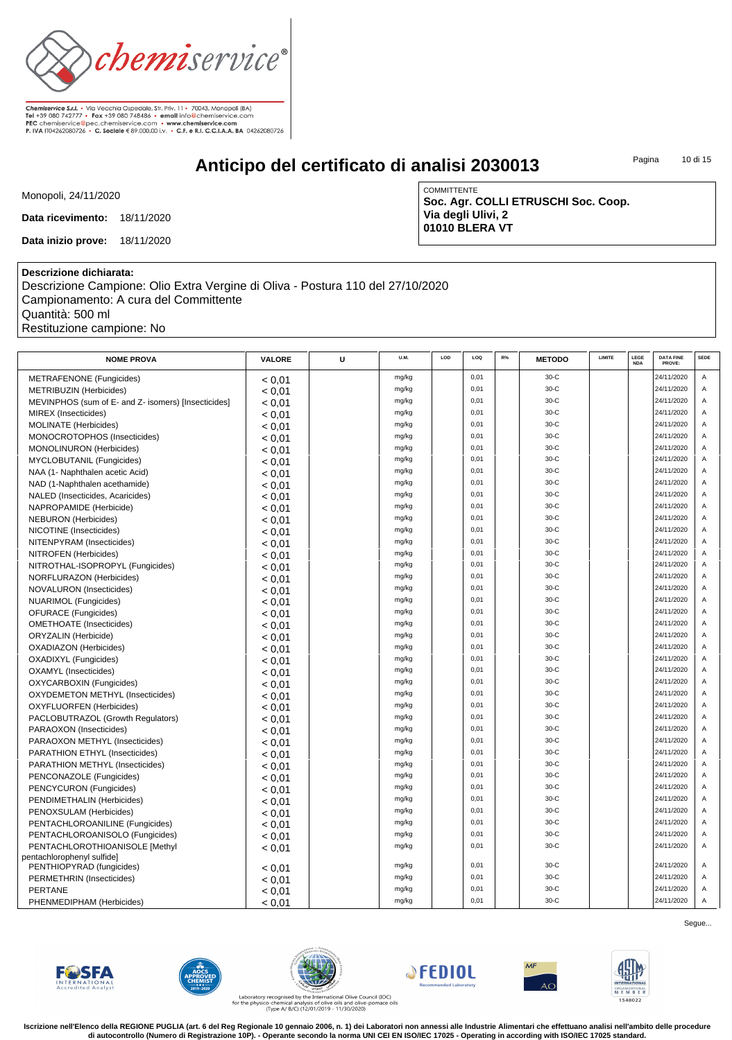Chemiservice S.r.l. • Via Vecchia Ospedale, Str. Priv. 11 • 70043, Monopoli (BA)
Tel +39 080 742777 • Fax +39 080 748486 • email info@chemiservice.com
PEC chemiservice@pec.chemiservice.com • www.chemiservice.com
P. IVA IT04262080726 • C. Sociale € 89.000,00 i.v. • C.F. e R.I. C.C.I.A.A. BA 04262080726

# Anticipo del certificato di analisi 2030013

Monopoli, 24/11/2020

**Data ricevimento:** 18/11/2020

**Data inizio prove:** 18/11/2020

COMMITTENTE
**Soc. Agr. COLLI ETRUSCHI Soc. Coop.**
**Via degli Ulivi, 2**
**01010 BLERA VT**

**Descrizione dichiarata:**
Descrizione Campione: Olio Extra Vergine di Oliva - Postura 110 del 27/10/2020
Campionamento: A cura del Committente
Quantità: 500 ml
Restituzione campione: No

| NOME PROVA | VALORE | U | U.M. | LOD | LOQ | R% | METODO | LIMITE | LEGE NDA | DATA FINE PROVE: | SEDE |
|---|---|---|---|---|---|---|---|---|---|---|---|
| METRAFENONE (Fungicides) | < 0,01 | | mg/kg | | 0,01 | | 30-C | | | 24/11/2020 | A |
| METRIBUZIN (Herbicides) | < 0,01 | | mg/kg | | 0,01 | | 30-C | | | 24/11/2020 | A |
| MEVINPHOS (sum of E- and Z- isomers) [Insecticides] | < 0,01 | | mg/kg | | 0,01 | | 30-C | | | 24/11/2020 | A |
| MIREX (Insecticides) | < 0,01 | | mg/kg | | 0,01 | | 30-C | | | 24/11/2020 | A |
| MOLINATE (Herbicides) | < 0,01 | | mg/kg | | 0,01 | | 30-C | | | 24/11/2020 | A |
| MONOCROTOPHOS (Insecticides) | < 0,01 | | mg/kg | | 0,01 | | 30-C | | | 24/11/2020 | A |
| MONOLINURON (Herbicides) | < 0,01 | | mg/kg | | 0,01 | | 30-C | | | 24/11/2020 | A |
| MYCLOBUTANIL (Fungicides) | < 0,01 | | mg/kg | | 0,01 | | 30-C | | | 24/11/2020 | A |
| NAA (1- Naphthalen acetic Acid) | < 0,01 | | mg/kg | | 0,01 | | 30-C | | | 24/11/2020 | A |
| NAD (1-Naphthalen acethamide) | < 0,01 | | mg/kg | | 0,01 | | 30-C | | | 24/11/2020 | A |
| NALED (Insecticides, Acaricides) | < 0,01 | | mg/kg | | 0,01 | | 30-C | | | 24/11/2020 | A |
| NAPROPAMIDE (Herbicide) | < 0,01 | | mg/kg | | 0,01 | | 30-C | | | 24/11/2020 | A |
| NEBURON (Herbicides) | < 0,01 | | mg/kg | | 0,01 | | 30-C | | | 24/11/2020 | A |
| NICOTINE (Insecticides) | < 0,01 | | mg/kg | | 0,01 | | 30-C | | | 24/11/2020 | A |
| NITENPYRAM (Insecticides) | < 0,01 | | mg/kg | | 0,01 | | 30-C | | | 24/11/2020 | A |
| NITROFEN (Herbicides) | < 0,01 | | mg/kg | | 0,01 | | 30-C | | | 24/11/2020 | A |
| NITROTHAL-ISOPROPYL (Fungicides) | < 0,01 | | mg/kg | | 0,01 | | 30-C | | | 24/11/2020 | A |
| NORFLURAZON (Herbicides) | < 0,01 | | mg/kg | | 0,01 | | 30-C | | | 24/11/2020 | A |
| NOVALURON (Insecticides) | < 0,01 | | mg/kg | | 0,01 | | 30-C | | | 24/11/2020 | A |
| NUARIMOL (Fungicides) | < 0,01 | | mg/kg | | 0,01 | | 30-C | | | 24/11/2020 | A |
| OFURACE (Fungicides) | < 0,01 | | mg/kg | | 0,01 | | 30-C | | | 24/11/2020 | A |
| OMETHOATE (Insecticides) | < 0,01 | | mg/kg | | 0,01 | | 30-C | | | 24/11/2020 | A |
| ORYZALIN (Herbicide) | < 0,01 | | mg/kg | | 0,01 | | 30-C | | | 24/11/2020 | A |
| OXADIAZON (Herbicides) | < 0,01 | | mg/kg | | 0,01 | | 30-C | | | 24/11/2020 | A |
| OXADIXYL (Fungicides) | < 0,01 | | mg/kg | | 0,01 | | 30-C | | | 24/11/2020 | A |
| OXAMYL (Insecticides) | < 0,01 | | mg/kg | | 0,01 | | 30-C | | | 24/11/2020 | A |
| OXYCARBOXIN (Fungicides) | < 0,01 | | mg/kg | | 0,01 | | 30-C | | | 24/11/2020 | A |
| OXYDEMETON METHYL (Insecticides) | < 0,01 | | mg/kg | | 0,01 | | 30-C | | | 24/11/2020 | A |
| OXYFLUORFEN (Herbicides) | < 0,01 | | mg/kg | | 0,01 | | 30-C | | | 24/11/2020 | A |
| PACLOBUTRAZOL (Growth Regulators) | < 0,01 | | mg/kg | | 0,01 | | 30-C | | | 24/11/2020 | A |
| PARAOXON (Insecticides) | < 0,01 | | mg/kg | | 0,01 | | 30-C | | | 24/11/2020 | A |
| PARAOXON METHYL (Insecticides) | < 0,01 | | mg/kg | | 0,01 | | 30-C | | | 24/11/2020 | A |
| PARATHION ETHYL (Insecticides) | < 0,01 | | mg/kg | | 0,01 | | 30-C | | | 24/11/2020 | A |
| PARATHION METHYL (Insecticides) | < 0,01 | | mg/kg | | 0,01 | | 30-C | | | 24/11/2020 | A |
| PENCONAZOLE (Fungicides) | < 0,01 | | mg/kg | | 0,01 | | 30-C | | | 24/11/2020 | A |
| PENCYCURON (Fungicides) | < 0,01 | | mg/kg | | 0,01 | | 30-C | | | 24/11/2020 | A |
| PENDIMETHALIN (Herbicides) | < 0,01 | | mg/kg | | 0,01 | | 30-C | | | 24/11/2020 | A |
| PENOXSULAM (Herbicides) | < 0,01 | | mg/kg | | 0,01 | | 30-C | | | 24/11/2020 | A |
| PENTACHLOROANILINE (Fungicides) | < 0,01 | | mg/kg | | 0,01 | | 30-C | | | 24/11/2020 | A |
| PENTACHLOROANISOLO (Fungicides) | < 0,01 | | mg/kg | | 0,01 | | 30-C | | | 24/11/2020 | A |
| PENTACHLOROTHIOANISOLE [Methyl pentachlorophenyl sulfide] | < 0,01 | | mg/kg | | 0,01 | | 30-C | | | 24/11/2020 | A |
| PENTHIOPYRAD (fungicides) | < 0,01 | | mg/kg | | 0,01 | | 30-C | | | 24/11/2020 | A |
| PERMETHRIN (Insecticides) | < 0,01 | | mg/kg | | 0,01 | | 30-C | | | 24/11/2020 | A |
| PERTANE | < 0,01 | | mg/kg | | 0,01 | | 30-C | | | 24/11/2020 | A |
| PHENMEDIPHAM (Herbicides) | < 0,01 | | mg/kg | | 0,01 | | 30-C | | | 24/11/2020 | A |

Segue...

Laboratory recognised by the International Olive Council (IOC) for the physico-chemical analysis of olive oils and olive-pomace oils (Type A/ B/C) (12/01/2019 - 11/30/2020)

**Iscrizione nell'Elenco della REGIONE PUGLIA (art. 6 del Reg Regionale 10 gennaio 2006, n. 1) dei Laboratori non annessi alle Industrie Alimentari che effettuano analisi nell'ambito delle procedure di autocontrollo (Numero di Registrazione 10P). - Operante secondo la norma UNI CEI EN ISO/IEC 17025 - Operating in according with ISO/IEC 17025 standard.**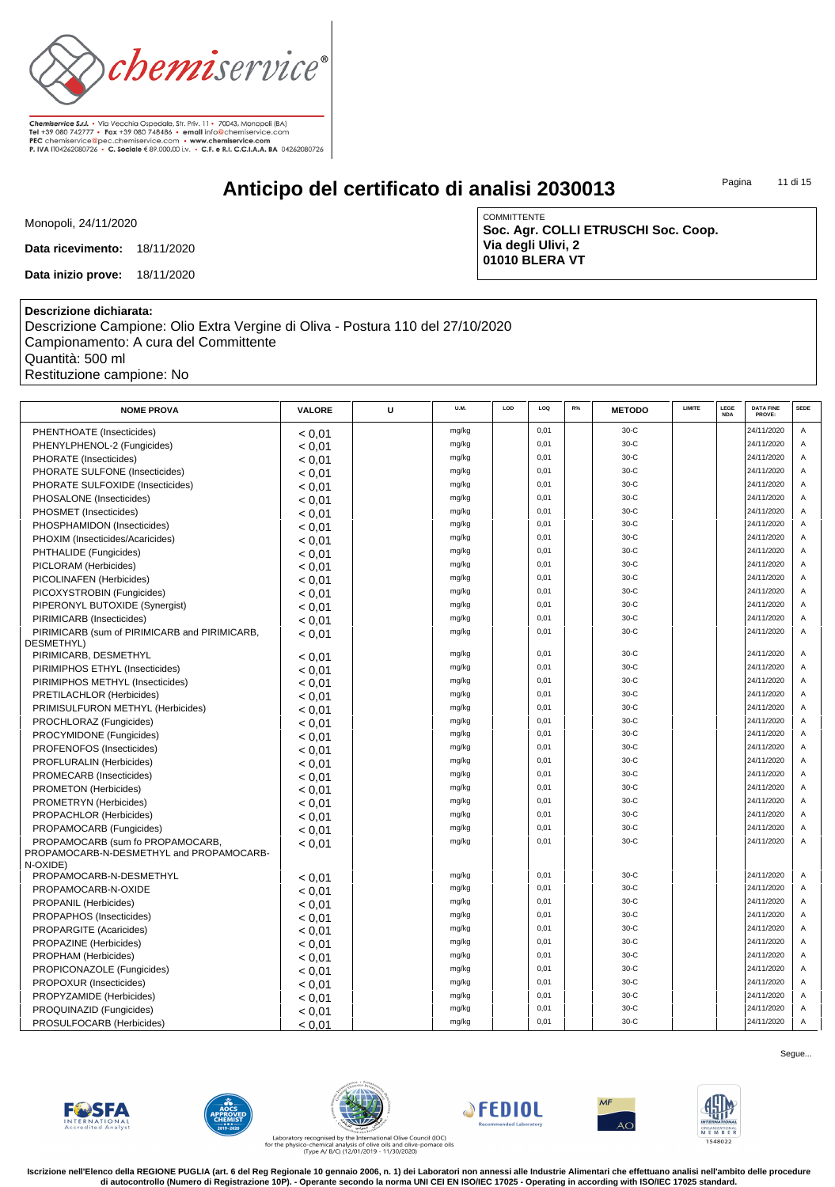Chemiservice S.r.l. • Via Vecchia Ospedale, Str. Priv. 11 • 70043, Monopoli (BA)
Tel +39 080 742777 • Fax +39 080 748486 • email info@chemiservice.com
PEC chemiservice@pec.chemiservice.com • www.chemiservice.com
P. IVA IT04262080726 • C. Sociale € 89.000,00 i.v. • C.F. e R.I. C.C.I.A.A. BA 04262080726

# Anticipo del certificato di analisi 2030013

Monopoli, 24/11/2020

**Data ricevimento:** 18/11/2020

**Data inizio prove:** 18/11/2020

COMMITTENTE
**Soc. Agr. COLLI ETRUSCHI Soc. Coop.**
**Via degli Ulivi, 2**
**01010 BLERA VT**

**Descrizione dichiarata:**
Descrizione Campione: Olio Extra Vergine di Oliva - Postura 110 del 27/10/2020
Campionamento: A cura del Committente
Quantità: 500 ml
Restituzione campione: No

| NOME PROVA | VALORE | U | U.M. | LOD | LOQ | R% | METODO | LIMITE | LEGGE NDA | DATA FINE PROVE: | SEDE |
|---|---|---|---|---|---|---|---|---|---|---|---|
| PHENTHOATE (Insecticides) | < 0,01 | | mg/kg | | 0,01 | | 30-C | | | 24/11/2020 | A |
| PHENYLPHENOL-2 (Fungicides) | < 0,01 | | mg/kg | | 0,01 | | 30-C | | | 24/11/2020 | A |
| PHORATE (Insecticides) | < 0,01 | | mg/kg | | 0,01 | | 30-C | | | 24/11/2020 | A |
| PHORATE SULFONE (Insecticides) | < 0,01 | | mg/kg | | 0,01 | | 30-C | | | 24/11/2020 | A |
| PHORATE SULFOXIDE (Insecticides) | < 0,01 | | mg/kg | | 0,01 | | 30-C | | | 24/11/2020 | A |
| PHOSALONE (Insecticides) | < 0,01 | | mg/kg | | 0,01 | | 30-C | | | 24/11/2020 | A |
| PHOSMET (Insecticides) | < 0,01 | | mg/kg | | 0,01 | | 30-C | | | 24/11/2020 | A |
| PHOSPHAMIDON (Insecticides) | < 0,01 | | mg/kg | | 0,01 | | 30-C | | | 24/11/2020 | A |
| PHOXIM (Insecticides/Acaricides) | < 0,01 | | mg/kg | | 0,01 | | 30-C | | | 24/11/2020 | A |
| PHTHALIDE (Fungicides) | < 0,01 | | mg/kg | | 0,01 | | 30-C | | | 24/11/2020 | A |
| PICLORAM (Herbicides) | < 0,01 | | mg/kg | | 0,01 | | 30-C | | | 24/11/2020 | A |
| PICOLINAFEN (Herbicides) | < 0,01 | | mg/kg | | 0,01 | | 30-C | | | 24/11/2020 | A |
| PICOXYSTROBIN (Fungicides) | < 0,01 | | mg/kg | | 0,01 | | 30-C | | | 24/11/2020 | A |
| PIPERONYL BUTOXIDE (Synergist) | < 0,01 | | mg/kg | | 0,01 | | 30-C | | | 24/11/2020 | A |
| PIRIMICARB (Insecticides) | < 0,01 | | mg/kg | | 0,01 | | 30-C | | | 24/11/2020 | A |
| PIRIMICARB (sum of PIRIMICARB and PIRIMICARB, DESMETHYL) | < 0,01 | | mg/kg | | 0,01 | | 30-C | | | 24/11/2020 | A |
| PIRIMICARB, DESMETHYL | < 0,01 | | mg/kg | | 0,01 | | 30-C | | | 24/11/2020 | A |
| PIRIMIPHOS ETHYL (Insecticides) | < 0,01 | | mg/kg | | 0,01 | | 30-C | | | 24/11/2020 | A |
| PIRIMIPHOS METHYL (Insecticides) | < 0,01 | | mg/kg | | 0,01 | | 30-C | | | 24/11/2020 | A |
| PRETILACHLOR (Herbicides) | < 0,01 | | mg/kg | | 0,01 | | 30-C | | | 24/11/2020 | A |
| PRIMISULFURON METHYL (Herbicides) | < 0,01 | | mg/kg | | 0,01 | | 30-C | | | 24/11/2020 | A |
| PROCHLORAZ (Fungicides) | < 0,01 | | mg/kg | | 0,01 | | 30-C | | | 24/11/2020 | A |
| PROCYMIDONE (Fungicides) | < 0,01 | | mg/kg | | 0,01 | | 30-C | | | 24/11/2020 | A |
| PROFENOFOS (Insecticides) | < 0,01 | | mg/kg | | 0,01 | | 30-C | | | 24/11/2020 | A |
| PROFLURALIN (Herbicides) | < 0,01 | | mg/kg | | 0,01 | | 30-C | | | 24/11/2020 | A |
| PROMECARB (Insecticides) | < 0,01 | | mg/kg | | 0,01 | | 30-C | | | 24/11/2020 | A |
| PROMETON (Herbicides) | < 0,01 | | mg/kg | | 0,01 | | 30-C | | | 24/11/2020 | A |
| PROMETRYN (Herbicides) | < 0,01 | | mg/kg | | 0,01 | | 30-C | | | 24/11/2020 | A |
| PROPACHLOR (Herbicides) | < 0,01 | | mg/kg | | 0,01 | | 30-C | | | 24/11/2020 | A |
| PROPAMOCARB (Fungicides) | < 0,01 | | mg/kg | | 0,01 | | 30-C | | | 24/11/2020 | A |
| PROPAMOCARB (sum fo PROPAMOCARB, PROPAMOCARB-N-DESMETHYL and PROPAMOCARB-N-OXIDE) | < 0,01 | | mg/kg | | 0,01 | | 30-C | | | 24/11/2020 | A |
| PROPAMOCARB-N-DESMETHYL | < 0,01 | | mg/kg | | 0,01 | | 30-C | | | 24/11/2020 | A |
| PROPAMOCARB-N-OXIDE | < 0,01 | | mg/kg | | 0,01 | | 30-C | | | 24/11/2020 | A |
| PROPANIL (Herbicides) | < 0,01 | | mg/kg | | 0,01 | | 30-C | | | 24/11/2020 | A |
| PROPAPHOS (Insecticides) | < 0,01 | | mg/kg | | 0,01 | | 30-C | | | 24/11/2020 | A |
| PROPARGITE (Acaricides) | < 0,01 | | mg/kg | | 0,01 | | 30-C | | | 24/11/2020 | A |
| PROPAZINE (Herbicides) | < 0,01 | | mg/kg | | 0,01 | | 30-C | | | 24/11/2020 | A |
| PROPHAM (Herbicides) | < 0,01 | | mg/kg | | 0,01 | | 30-C | | | 24/11/2020 | A |
| PROPICONAZOLE (Fungicides) | < 0,01 | | mg/kg | | 0,01 | | 30-C | | | 24/11/2020 | A |
| PROPOXUR (Insecticides) | < 0,01 | | mg/kg | | 0,01 | | 30-C | | | 24/11/2020 | A |
| PROPYZAMIDE (Herbicides) | < 0,01 | | mg/kg | | 0,01 | | 30-C | | | 24/11/2020 | A |
| PROQUINAZID (Fungicides) | < 0,01 | | mg/kg | | 0,01 | | 30-C | | | 24/11/2020 | A |
| PROSULFOCARB (Herbicides) | < 0,01 | | mg/kg | | 0,01 | | 30-C | | | 24/11/2020 | A |

Segue...

Laboratory recognised by the International Olive Council (IOC) for the physico-chemical analysis of olive oils and olive-pomace oils (Type A/ B/C) (12/01/2019 - 11/30/2020)

**Iscrizione nell'Elenco della REGIONE PUGLIA (art. 6 del Reg Regionale 10 gennaio 2006, n. 1) dei Laboratori non annessi alle Industrie Alimentari che effettuano analisi nell'ambito delle procedure di autocontrollo (Numero di Registrazione 10P). - Operante secondo la norma UNI CEI EN ISO/IEC 17025 - Operating in according with ISO/IEC 17025 standard.**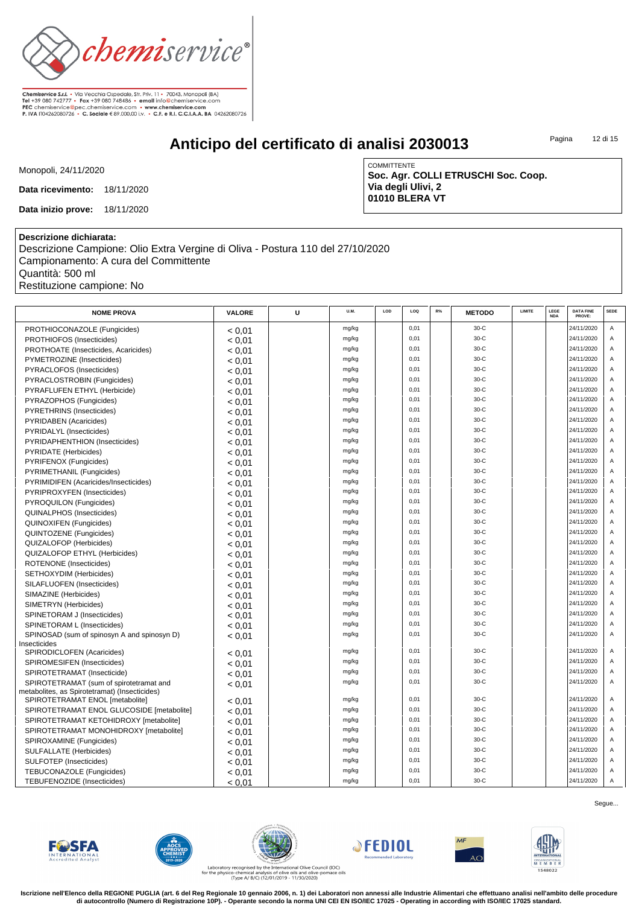Chemiservice S.r.l. • Via Vecchia Ospedale, Str. Priv. 11 • 70043, Monopoli (BA)
Tel +39 080 742777 • Fax +39 080 748486 • email info@chemiservice.com
PEC chemiservice@pec.chemiservice.com • www.chemiservice.com
P. IVA IT04262080726 • C. Sociale € 89.000,00 i.v. • C.F. e R.I. C.C.I.A.A. BA 04262080726

# Anticipo del certificato di analisi 2030013

Monopoli, 24/11/2020

**Data ricevimento:** 18/11/2020

**Data inizio prove:** 18/11/2020

COMMITTENTE
**Soc. Agr. COLLI ETRUSCHI Soc. Coop.**
**Via degli Ulivi, 2**
**01010 BLERA VT**

**Descrizione dichiarata:**
Descrizione Campione: Olio Extra Vergine di Oliva - Postura 110 del 27/10/2020
Campionamento: A cura del Committente
Quantità: 500 ml
Restituzione campione: No

| NOME PROVA | VALORE | U | U.M. | LOD | LOQ | R% | METODO | LIMITE | LEGGE NDA | DATA FINE PROVE: | SEDE |
|---|---|---|---|---|---|---|---|---|---|---|---|
| PROTHIOCONAZOLE (Fungicides) | < 0,01 | | mg/kg | | 0,01 | | 30-C | | | 24/11/2020 | A |
| PROTHIOFOS (Insecticides) | < 0,01 | | mg/kg | | 0,01 | | 30-C | | | 24/11/2020 | A |
| PROTHOATE (Insecticides, Acaricides) | < 0,01 | | mg/kg | | 0,01 | | 30-C | | | 24/11/2020 | A |
| PYMETROZINE (Insecticides) | < 0,01 | | mg/kg | | 0,01 | | 30-C | | | 24/11/2020 | A |
| PYRACLOFOS (Insecticides) | < 0,01 | | mg/kg | | 0,01 | | 30-C | | | 24/11/2020 | A |
| PYRACLOSTROBIN (Fungicides) | < 0,01 | | mg/kg | | 0,01 | | 30-C | | | 24/11/2020 | A |
| PYRAFLUFEN ETHYL (Herbicide) | < 0,01 | | mg/kg | | 0,01 | | 30-C | | | 24/11/2020 | A |
| PYRAZOPHOS (Fungicides) | < 0,01 | | mg/kg | | 0,01 | | 30-C | | | 24/11/2020 | A |
| PYRETHRINS (Insecticides) | < 0,01 | | mg/kg | | 0,01 | | 30-C | | | 24/11/2020 | A |
| PYRIDABEN (Acaricides) | < 0,01 | | mg/kg | | 0,01 | | 30-C | | | 24/11/2020 | A |
| PYRIDALYL (Insecticides) | < 0,01 | | mg/kg | | 0,01 | | 30-C | | | 24/11/2020 | A |
| PYRIDAPHENTHION (Insecticides) | < 0,01 | | mg/kg | | 0,01 | | 30-C | | | 24/11/2020 | A |
| PYRIDATE (Herbicides) | < 0,01 | | mg/kg | | 0,01 | | 30-C | | | 24/11/2020 | A |
| PYRIFENOX (Fungicides) | < 0,01 | | mg/kg | | 0,01 | | 30-C | | | 24/11/2020 | A |
| PYRIMETHANIL (Fungicides) | < 0,01 | | mg/kg | | 0,01 | | 30-C | | | 24/11/2020 | A |
| PYRIMIDIFEN (Acaricides/Insecticides) | < 0,01 | | mg/kg | | 0,01 | | 30-C | | | 24/11/2020 | A |
| PYRIPROXYFEN (Insecticides) | < 0,01 | | mg/kg | | 0,01 | | 30-C | | | 24/11/2020 | A |
| PYROQUILON (Fungicides) | < 0,01 | | mg/kg | | 0,01 | | 30-C | | | 24/11/2020 | A |
| QUINALPHOS (Insecticides) | < 0,01 | | mg/kg | | 0,01 | | 30-C | | | 24/11/2020 | A |
| QUINOXIFEN (Fungicides) | < 0,01 | | mg/kg | | 0,01 | | 30-C | | | 24/11/2020 | A |
| QUINTOZENE (Fungicides) | < 0,01 | | mg/kg | | 0,01 | | 30-C | | | 24/11/2020 | A |
| QUIZALOFOP (Herbicides) | < 0,01 | | mg/kg | | 0,01 | | 30-C | | | 24/11/2020 | A |
| QUIZALOFOP ETHYL (Herbicides) | < 0,01 | | mg/kg | | 0,01 | | 30-C | | | 24/11/2020 | A |
| ROTENONE (Insecticides) | < 0,01 | | mg/kg | | 0,01 | | 30-C | | | 24/11/2020 | A |
| SETHOXYDIM (Herbicides) | < 0,01 | | mg/kg | | 0,01 | | 30-C | | | 24/11/2020 | A |
| SILAFLUOFEN (Insecticides) | < 0,01 | | mg/kg | | 0,01 | | 30-C | | | 24/11/2020 | A |
| SIMAZINE (Herbicides) | < 0,01 | | mg/kg | | 0,01 | | 30-C | | | 24/11/2020 | A |
| SIMETRYN (Herbicides) | < 0,01 | | mg/kg | | 0,01 | | 30-C | | | 24/11/2020 | A |
| SPINETORAM J (Insecticides) | < 0,01 | | mg/kg | | 0,01 | | 30-C | | | 24/11/2020 | A |
| SPINETORAM L (Insecticides) | < 0,01 | | mg/kg | | 0,01 | | 30-C | | | 24/11/2020 | A |
| SPINOSAD (sum of spinosyn A and spinosyn D) Insecticides | < 0,01 | | mg/kg | | 0,01 | | 30-C | | | 24/11/2020 | A |
| SPIRODICLOFEN (Acaricides) | < 0,01 | | mg/kg | | 0,01 | | 30-C | | | 24/11/2020 | A |
| SPIROMESIFEN (Insecticides) | < 0,01 | | mg/kg | | 0,01 | | 30-C | | | 24/11/2020 | A |
| SPIROTETRAMAT (Insecticide) | < 0,01 | | mg/kg | | 0,01 | | 30-C | | | 24/11/2020 | A |
| SPIROTETRAMAT (sum of spirotetramat and metabolites, as Spirotetramat) (Insecticides) | < 0,01 | | mg/kg | | 0,01 | | 30-C | | | 24/11/2020 | A |
| SPIROTETRAMAT ENOL [metabolite] | < 0,01 | | mg/kg | | 0,01 | | 30-C | | | 24/11/2020 | A |
| SPIROTETRAMAT ENOL GLUCOSIDE [metabolite] | < 0,01 | | mg/kg | | 0,01 | | 30-C | | | 24/11/2020 | A |
| SPIROTETRAMAT KETOHIDROXY [metabolite] | < 0,01 | | mg/kg | | 0,01 | | 30-C | | | 24/11/2020 | A |
| SPIROTETRAMAT MONOHIDROXY [metabolite] | < 0,01 | | mg/kg | | 0,01 | | 30-C | | | 24/11/2020 | A |
| SPIROXAMINE (Fungicides) | < 0,01 | | mg/kg | | 0,01 | | 30-C | | | 24/11/2020 | A |
| SULFALLATE (Herbicides) | < 0,01 | | mg/kg | | 0,01 | | 30-C | | | 24/11/2020 | A |
| SULFOTEP (Insecticides) | < 0,01 | | mg/kg | | 0,01 | | 30-C | | | 24/11/2020 | A |
| TEBUCONAZOLE (Fungicides) | < 0,01 | | mg/kg | | 0,01 | | 30-C | | | 24/11/2020 | A |
| TEBUFENOZIDE (Insecticides) | < 0,01 | | mg/kg | | 0,01 | | 30-C | | | 24/11/2020 | A |

Segue...

Laboratory recognised by the International Olive Council (IOC) for the physico-chemical analysis of olive oils and olive-pomace oils (Type A/ B/C) (12/01/2019 - 11/30/2020)

**Iscrizione nell'Elenco della REGIONE PUGLIA (art. 6 del Reg Regionale 10 gennaio 2006, n. 1) dei Laboratori non annessi alle Industrie Alimentari che effettuano analisi nell'ambito delle procedure di autocontrollo (Numero di Registrazione 10P). - Operante secondo la norma UNI CEI EN ISO/IEC 17025 - Operating in according with ISO/IEC 17025 standard.**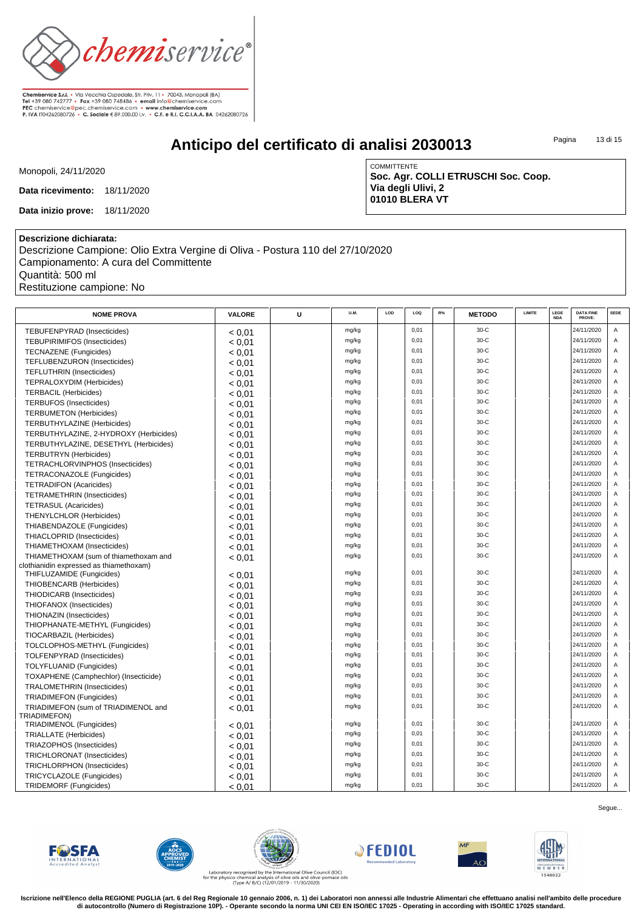# Anticipo del certificato di analisi 2030013

Monopoli, 24/11/2020

**Data ricevimento:** 18/11/2020

**Data inizio prove:** 18/11/2020

COMMITTENTE
**Soc. Agr. COLLI ETRUSCHI Soc. Coop.**
**Via degli Ulivi, 2**
**01010 BLERA VT**

**Descrizione dichiarata:**
Descrizione Campione: Olio Extra Vergine di Oliva - Postura 110 del 27/10/2020
Campionamento: A cura del Committente
Quantità: 500 ml
Restituzione campione: No

| NOME PROVA | VALORE | U | U.M. | LOD | LOQ | R% | METODO | LIMITE | LEGGE NDA | DATA FINE PROVE: | SEDE |
|---|---|---|---|---|---|---|---|---|---|---|---|
| TEBUFENPYRAD (Insecticides) | < 0,01 | | mg/kg | | 0,01 | | 30-C | | | 24/11/2020 | A |
| TEBUPIRIMIFOS (Insecticides) | < 0,01 | | mg/kg | | 0,01 | | 30-C | | | 24/11/2020 | A |
| TECNAZENE (Fungicides) | < 0,01 | | mg/kg | | 0,01 | | 30-C | | | 24/11/2020 | A |
| TEFLUBENZURON (Insecticides) | < 0,01 | | mg/kg | | 0,01 | | 30-C | | | 24/11/2020 | A |
| TEFLUTHRIN (Insecticides) | < 0,01 | | mg/kg | | 0,01 | | 30-C | | | 24/11/2020 | A |
| TEPRALOXYDIM (Herbicides) | < 0,01 | | mg/kg | | 0,01 | | 30-C | | | 24/11/2020 | A |
| TERBACIL (Herbicides) | < 0,01 | | mg/kg | | 0,01 | | 30-C | | | 24/11/2020 | A |
| TERBUFOS (Insecticides) | < 0,01 | | mg/kg | | 0,01 | | 30-C | | | 24/11/2020 | A |
| TERBUMETON (Herbicides) | < 0,01 | | mg/kg | | 0,01 | | 30-C | | | 24/11/2020 | A |
| TERBUTHYLAZINE (Herbicides) | < 0,01 | | mg/kg | | 0,01 | | 30-C | | | 24/11/2020 | A |
| TERBUTHYLAZINE, 2-HYDROXY (Herbicides) | < 0,01 | | mg/kg | | 0,01 | | 30-C | | | 24/11/2020 | A |
| TERBUTHYLAZINE, DESETHYL (Herbicides) | < 0,01 | | mg/kg | | 0,01 | | 30-C | | | 24/11/2020 | A |
| TERBUTRYN (Herbicides) | < 0,01 | | mg/kg | | 0,01 | | 30-C | | | 24/11/2020 | A |
| TETRACHLORVINPHOS (Insecticides) | < 0,01 | | mg/kg | | 0,01 | | 30-C | | | 24/11/2020 | A |
| TETRACONAZOLE (Fungicides) | < 0,01 | | mg/kg | | 0,01 | | 30-C | | | 24/11/2020 | A |
| TETRADIFON (Acaricides) | < 0,01 | | mg/kg | | 0,01 | | 30-C | | | 24/11/2020 | A |
| TETRAMETHRIN (Insecticides) | < 0,01 | | mg/kg | | 0,01 | | 30-C | | | 24/11/2020 | A |
| TETRASUL (Acaricides) | < 0,01 | | mg/kg | | 0,01 | | 30-C | | | 24/11/2020 | A |
| THENYLCHLOR (Herbicides) | < 0,01 | | mg/kg | | 0,01 | | 30-C | | | 24/11/2020 | A |
| THIABENDAZOLE (Fungicides) | < 0,01 | | mg/kg | | 0,01 | | 30-C | | | 24/11/2020 | A |
| THIACLOPRID (Insecticides) | < 0,01 | | mg/kg | | 0,01 | | 30-C | | | 24/11/2020 | A |
| THIAMETHOXAM (Insecticides) | < 0,01 | | mg/kg | | 0,01 | | 30-C | | | 24/11/2020 | A |
| THIAMETHOXAM (sum of thiamethoxam and clothianidin expressed as thiamethoxam) | < 0,01 | | mg/kg | | 0,01 | | 30-C | | | 24/11/2020 | A |
| THIFLUZAMIDE (Fungicides) | < 0,01 | | mg/kg | | 0,01 | | 30-C | | | 24/11/2020 | A |
| THIOBENCARB (Herbicides) | < 0,01 | | mg/kg | | 0,01 | | 30-C | | | 24/11/2020 | A |
| THIODICARB (Insecticides) | < 0,01 | | mg/kg | | 0,01 | | 30-C | | | 24/11/2020 | A |
| THIOFANOX (Insecticides) | < 0,01 | | mg/kg | | 0,01 | | 30-C | | | 24/11/2020 | A |
| THIONAZIN (Insecticides) | < 0,01 | | mg/kg | | 0,01 | | 30-C | | | 24/11/2020 | A |
| THIOPHANATE-METHYL (Fungicides) | < 0,01 | | mg/kg | | 0,01 | | 30-C | | | 24/11/2020 | A |
| TIOCARBAZIL (Herbicides) | < 0,01 | | mg/kg | | 0,01 | | 30-C | | | 24/11/2020 | A |
| TOLCLOPHOS-METHYL (Fungicides) | < 0,01 | | mg/kg | | 0,01 | | 30-C | | | 24/11/2020 | A |
| TOLFENPYRAD (Insecticides) | < 0,01 | | mg/kg | | 0,01 | | 30-C | | | 24/11/2020 | A |
| TOLYFLUANID (Fungicides) | < 0,01 | | mg/kg | | 0,01 | | 30-C | | | 24/11/2020 | A |
| TOXAPHENE (Camphechlor) (Insecticide) | < 0,01 | | mg/kg | | 0,01 | | 30-C | | | 24/11/2020 | A |
| TRALOMETHRIN (Insecticides) | < 0,01 | | mg/kg | | 0,01 | | 30-C | | | 24/11/2020 | A |
| TRIADIMEFON (Fungicides) | < 0,01 | | mg/kg | | 0,01 | | 30-C | | | 24/11/2020 | A |
| TRIADIMEFON (sum of TRIADIMENOL and TRIADIMEFON) | < 0,01 | | mg/kg | | 0,01 | | 30-C | | | 24/11/2020 | A |
| TRIADIMENOL (Fungicides) | < 0,01 | | mg/kg | | 0,01 | | 30-C | | | 24/11/2020 | A |
| TRIALLATE (Herbicides) | < 0,01 | | mg/kg | | 0,01 | | 30-C | | | 24/11/2020 | A |
| TRIAZOPHOS (Insecticides) | < 0,01 | | mg/kg | | 0,01 | | 30-C | | | 24/11/2020 | A |
| TRICHLORONAT (Insecticides) | < 0,01 | | mg/kg | | 0,01 | | 30-C | | | 24/11/2020 | A |
| TRICHLORPHON (Insecticides) | < 0,01 | | mg/kg | | 0,01 | | 30-C | | | 24/11/2020 | A |
| TRICYCLAZOLE (Fungicides) | < 0,01 | | mg/kg | | 0,01 | | 30-C | | | 24/11/2020 | A |
| TRIDEMORF (Fungicides) | < 0,01 | | mg/kg | | 0,01 | | 30-C | | | 24/11/2020 | A |

Segue...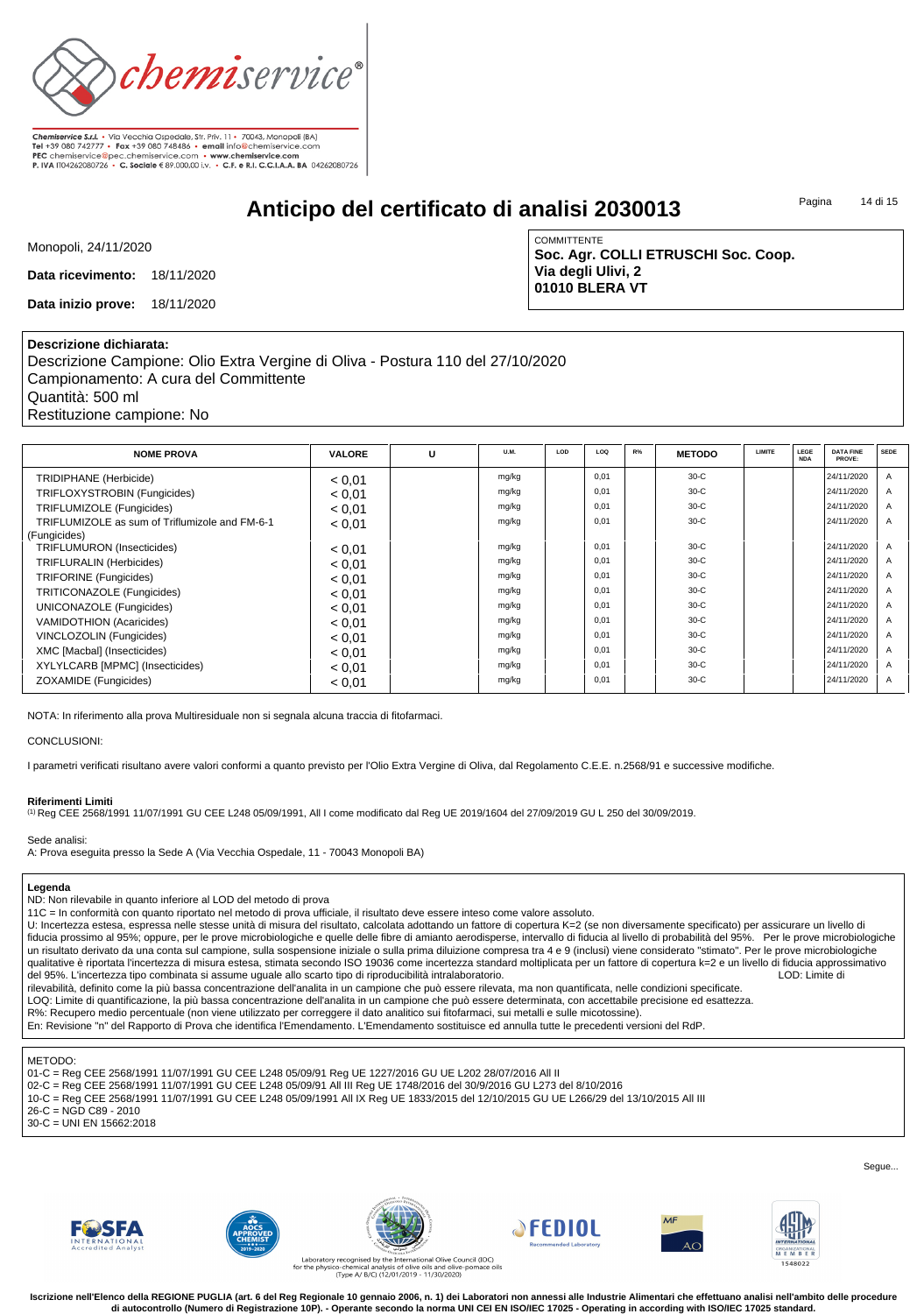Chemiservice S.r.l. • Via Vecchia Ospedale, Str. Priv. 11 • 70043, Monopoli (BA)
Tel +39 080 742777 • Fax +39 080 748486 • email info@chemiservice.com
PEC chemiservice@pec.chemiservice.com • www.chemiservice.com
P. IVA IT04262080726 • C. Sociale € 89.000,00 i.v. • C.F. e R.I. C.C.I.A.A. BA 04262080726

# Anticipo del certificato di analisi 2030013

Monopoli, 24/11/2020

**Data ricevimento:** 18/11/2020

**Data inizio prove:** 18/11/2020

COMMITTENTE
**Soc. Agr. COLLI ETRUSCHI Soc. Coop.**
**Via degli Ulivi, 2**
**01010 BLERA VT**

**Descrizione dichiarata:**
Descrizione Campione: Olio Extra Vergine di Oliva - Postura 110 del 27/10/2020
Campionamento: A cura del Committente
Quantità: 500 ml
Restituzione campione: No

| NOME PROVA | VALORE | U | U.M. | LOD | LOQ | R% | METODO | LIMITE | LEGGE NDA | DATA FINE PROVE: | SEDE |
|---|---|---|---|---|---|---|---|---|---|---|---|
| TRIDIPHANE (Herbicide) | < 0,01 | | mg/kg | | 0,01 | | 30-C | | | 24/11/2020 | A |
| TRIFLOXYSTROBIN (Fungicides) | < 0,01 | | mg/kg | | 0,01 | | 30-C | | | 24/11/2020 | A |
| TRIFLUMIZOLE (Fungicides) | < 0,01 | | mg/kg | | 0,01 | | 30-C | | | 24/11/2020 | A |
| TRIFLUMIZOLE as sum of Triflumizole and FM-6-1 (Fungicides) | < 0,01 | | mg/kg | | 0,01 | | 30-C | | | 24/11/2020 | A |
| TRIFLUMURON (Insecticides) | < 0,01 | | mg/kg | | 0,01 | | 30-C | | | 24/11/2020 | A |
| TRIFLURALIN (Herbicides) | < 0,01 | | mg/kg | | 0,01 | | 30-C | | | 24/11/2020 | A |
| TRIFORINE (Fungicides) | < 0,01 | | mg/kg | | 0,01 | | 30-C | | | 24/11/2020 | A |
| TRITICONAZOLE (Fungicides) | < 0,01 | | mg/kg | | 0,01 | | 30-C | | | 24/11/2020 | A |
| UNICONAZOLE (Fungicides) | < 0,01 | | mg/kg | | 0,01 | | 30-C | | | 24/11/2020 | A |
| VAMIDOTHION (Acaricides) | < 0,01 | | mg/kg | | 0,01 | | 30-C | | | 24/11/2020 | A |
| VINCLOZOLIN (Fungicides) | < 0,01 | | mg/kg | | 0,01 | | 30-C | | | 24/11/2020 | A |
| XMC [Macbal] (Insecticides) | < 0,01 | | mg/kg | | 0,01 | | 30-C | | | 24/11/2020 | A |
| XYLYLCARB [MPMC] (Insecticides) | < 0,01 | | mg/kg | | 0,01 | | 30-C | | | 24/11/2020 | A |
| ZOXAMIDE (Fungicides) | < 0,01 | | mg/kg | | 0,01 | | 30-C | | | 24/11/2020 | A |

NOTA: In riferimento alla prova Multiresiduale non si segnala alcuna traccia di fitofarmaci.

CONCLUSIONI:

I parametri verificati risultano avere valori conformi a quanto previsto per l'Olio Extra Vergine di Oliva, dal Regolamento C.E.E. n.2568/91 e successive modifiche.

**Riferimenti Limiti**
(1) Reg CEE 2568/1991 11/07/1991 GU CEE L248 05/09/1991, All I come modificato dal Reg UE 2019/1604 del 27/09/2019 GU L 250 del 30/09/2019.

Sede analisi:
A: Prova eseguita presso la Sede A (Via Vecchia Ospedale, 11 - 70043 Monopoli BA)

**Legenda**
ND: Non rilevabile in quanto inferiore al LOD del metodo di prova
11C = In conformità con quanto riportato nel metodo di prova ufficiale, il risultato deve essere inteso come valore assoluto.
U: Incertezza estesa, espressa nelle stesse unità di misura del risultato, calcolata adottando un fattore di copertura K=2 (se non diversamente specificato) per assicurare un livello di fiducia prossimo al 95%; oppure, per le prove microbiologiche e quelle delle fibre di amianto aerodisperse, intervallo di fiducia al livello di probabilità del 95%. Per le prove microbiologiche un risultato derivato da una conta sul campione, sulla sospensione iniziale o sulla prima diluizione compresa tra 4 e 9 (inclusi) viene considerato "stimato". Per le prove microbiologiche qualitative è riportata l'incertezza di misura estesa, stimata secondo ISO 19036 come incertezza standard moltiplicata per un fattore di copertura k=2 e un livello di fiducia approssimativo del 95%. L'incertezza tipo combinata si assume uguale allo scarto tipo di riproducibilità intralaboratorio. LOD: Limite di rilevabilità, definito come la più bassa concentrazione dell'analita in un campione che può essere rilevata, ma non quantificata, nelle condizioni specificate.
LOQ: Limite di quantificazione, la più bassa concentrazione dell'analita in un campione che può essere determinata, con accettabile precisione ed esattezza.
R%: Recupero medio percentuale (non viene utilizzato per correggere il dato analitico sui fitofarmaci, sui metalli e sulle micotossine).
En: Revisione "n" del Rapporto di Prova che identifica l'Emendamento. L'Emendamento sostituisce ed annulla tutte le precedenti versioni del RdP.

METODO:
01-C = Reg CEE 2568/1991 11/07/1991 GU CEE L248 05/09/91 Reg UE 1227/2016 GU UE L202 28/07/2016 All II
02-C = Reg CEE 2568/1991 11/07/1991 GU CEE L248 05/09/91 All III Reg UE 1748/2016 del 30/9/2016 GU L273 del 8/10/2016
10-C = Reg CEE 2568/1991 11/07/1991 GU CEE L248 05/09/1991 All IX Reg UE 1833/2015 del 12/10/2015 GU UE L266/29 del 13/10/2015 All III
26-C = NGD C89 - 2010
30-C = UNI EN 15662:2018

Segue...

Laboratory recognised by the International Olive Council (IOC) for the physico-chemical analysis of olive oils and olive-pomace oils (Type A/ B/C) (12/01/2019 - 11/30/2020)

**Iscrizione nell'Elenco della REGIONE PUGLIA (art. 6 del Reg Regionale 10 gennaio 2006, n. 1) dei Laboratori non annessi alle Industrie Alimentari che effettuano analisi nell'ambito delle procedure di autocontrollo (Numero di Registrazione 10P). - Operante secondo la norma UNI CEI EN ISO/IEC 17025 - Operating in according with ISO/IEC 17025 standard.**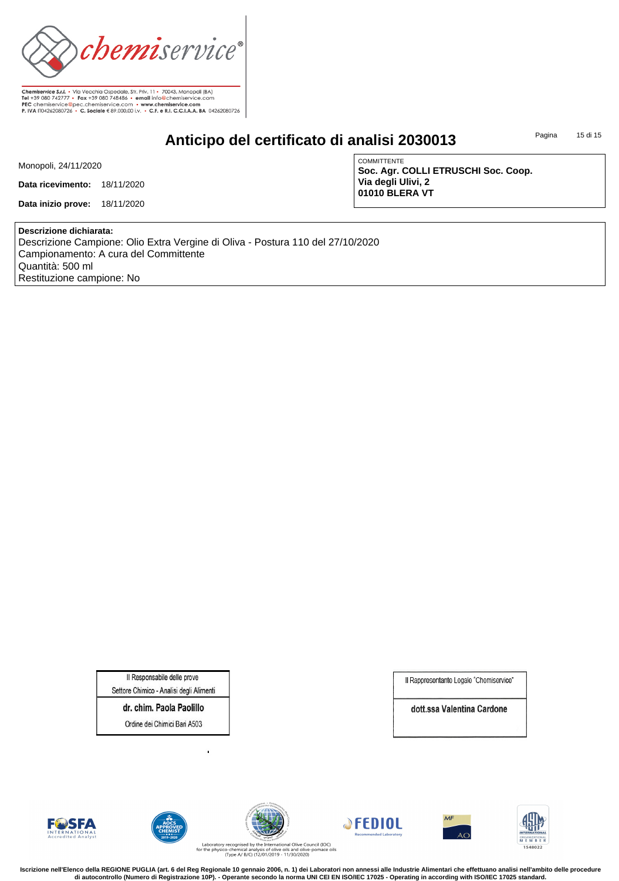Chemiservice S.r.l. • Via Vecchia Ospedale, Str. Priv. 11 • 70043, Monopoli (BA)
Tel +39 080 742777 • Fax +39 080 748486 • email info@chemiservice.com
PEC chemiservice@pec.chemiservice.com • www.chemiservice.com
P. IVA IT04262080726 • C. Sociale € 89.000,00 i.v. • C.F. e R.I. C.C.I.A.A. BA 04262080726

# Anticipo del certificato di analisi 2030013

Monopoli, 24/11/2020

**Data ricevimento:** 18/11/2020

**Data inizio prove:** 18/11/2020

COMMITTENTE
**Soc. Agr. COLLI ETRUSCHI Soc. Coop.**
**Via degli Ulivi, 2**
**01010 BLERA VT**

**Descrizione dichiarata:**
Descrizione Campione: Olio Extra Vergine di Oliva - Postura 110 del 27/10/2020
Campionamento: A cura del Committente
Quantità: 500 ml
Restituzione campione: No

Il Responsabile delle prove
Settore Chimico - Analisi degli Alimenti
**dr. chim. Paola Paolillo**
Ordine dei Chimici Bari A503

Il Rappresentante Legale "Chemiservice"
**dott.ssa Valentina Cardone**

Laboratory recognised by the International Olive Council (IOC) for the physico-chemical analysis of olive oils and olive-pomace oils (Type A/ B/C) (12/01/2019 - 11/30/2020)

**Iscrizione nell'Elenco della REGIONE PUGLIA (art. 6 del Reg Regionale 10 gennaio 2006, n. 1) dei Laboratori non annessi alle Industrie Alimentari che effettuano analisi nell'ambito delle procedure di autocontrollo (Numero di Registrazione 10P). - Operante secondo la norma UNI CEI EN ISO/IEC 17025 - Operating in according with ISO/IEC 17025 standard.**